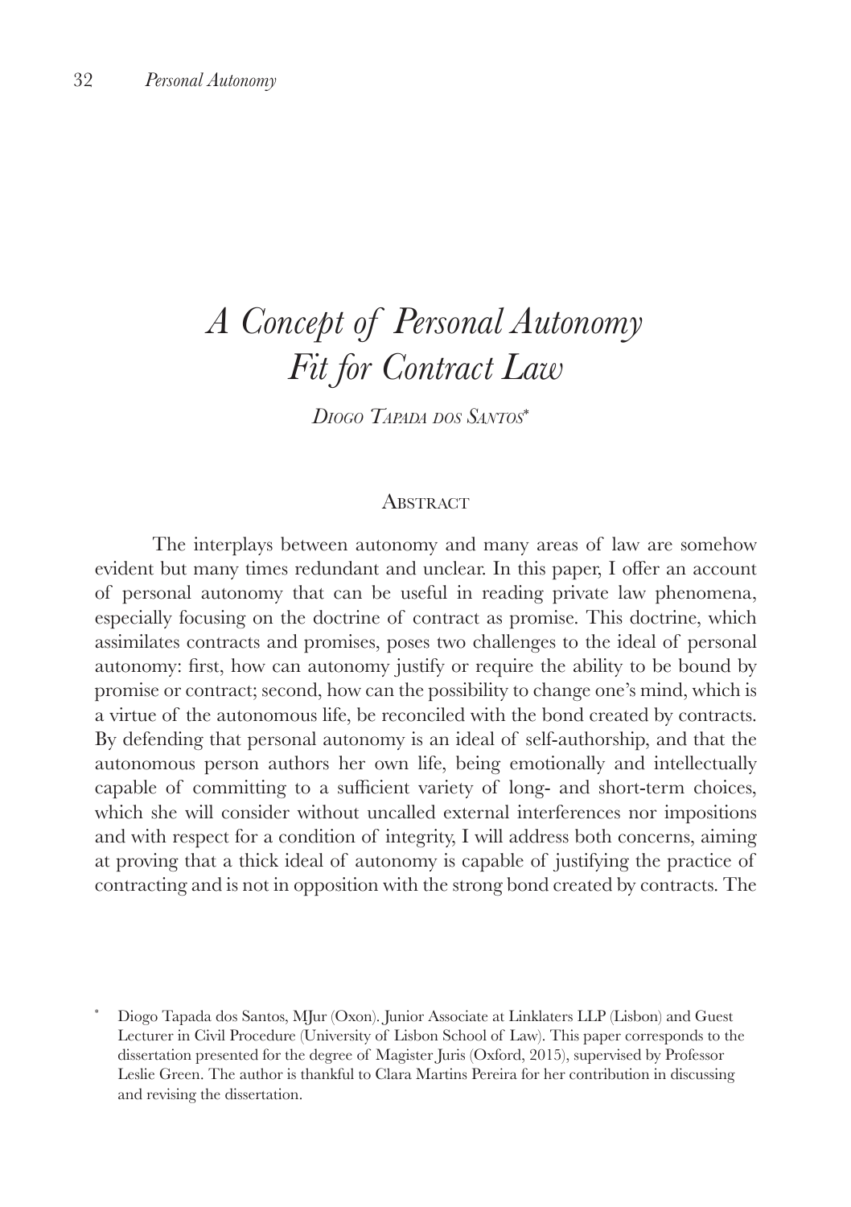# *A Concept of Personal Autonomy Fit for Contract Law*

*Diogo Tapada dos Santos*[*]

## Abstract

The interplays between autonomy and many areas of law are somehow evident but many times redundant and unclear. In this paper, I offer an account of personal autonomy that can be useful in reading private law phenomena, especially focusing on the doctrine of contract as promise. This doctrine, which assimilates contracts and promises, poses two challenges to the ideal of personal autonomy: first, how can autonomy justify or require the ability to be bound by promise or contract; second, how can the possibility to change one's mind, which is a virtue of the autonomous life, be reconciled with the bond created by contracts. By defending that personal autonomy is an ideal of self-authorship, and that the autonomous person authors her own life, being emotionally and intellectually capable of committing to a sufficient variety of long- and short-term choices, which she will consider without uncalled external interferences nor impositions and with respect for a condition of integrity, I will address both concerns, aiming at proving that a thick ideal of autonomy is capable of justifying the practice of contracting and is not in opposition with the strong bond created by contracts. The

[*] Diogo Tapada dos Santos, MJur (Oxon). Junior Associate at Linklaters LLP (Lisbon) and Guest Lecturer in Civil Procedure (University of Lisbon School of Law). This paper corresponds to the dissertation presented for the degree of Magister Juris (Oxford, 2015), supervised by Professor Leslie Green. The author is thankful to Clara Martins Pereira for her contribution in discussing and revising the dissertation.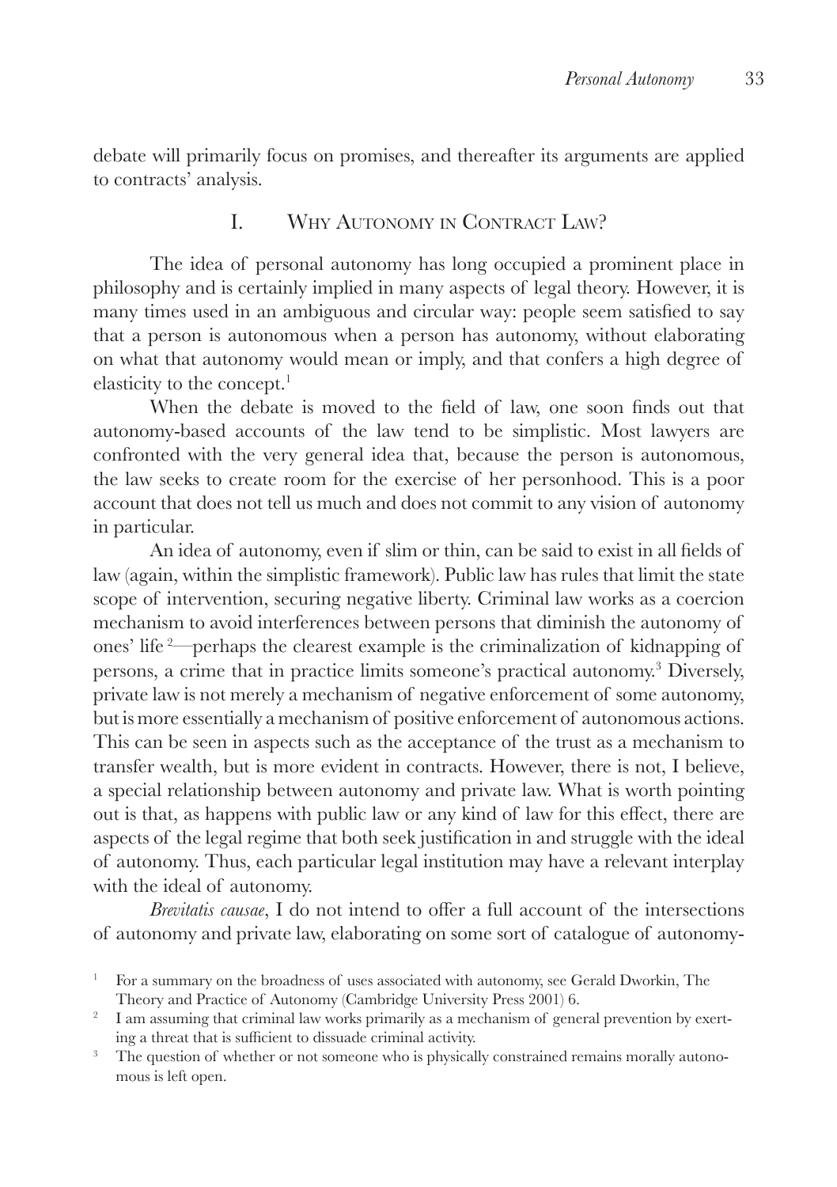debate will primarily focus on promises, and thereafter its arguments are applied to contracts' analysis.

## I. Why Autonomy in Contract Law?

The idea of personal autonomy has long occupied a prominent place in philosophy and is certainly implied in many aspects of legal theory. However, it is many times used in an ambiguous and circular way: people seem satisfied to say that a person is autonomous when a person has autonomy, without elaborating on what that autonomy would mean or imply, and that confers a high degree of elasticity to the concept.[1]

When the debate is moved to the field of law, one soon finds out that autonomy-based accounts of the law tend to be simplistic. Most lawyers are confronted with the very general idea that, because the person is autonomous, the law seeks to create room for the exercise of her personhood. This is a poor account that does not tell us much and does not commit to any vision of autonomy in particular.

An idea of autonomy, even if slim or thin, can be said to exist in all fields of law (again, within the simplistic framework). Public law has rules that limit the state scope of intervention, securing negative liberty. Criminal law works as a coercion mechanism to avoid interferences between persons that diminish the autonomy of ones' life [2]—perhaps the clearest example is the criminalization of kidnapping of persons, a crime that in practice limits someone's practical autonomy.[3] Diversely, private law is not merely a mechanism of negative enforcement of some autonomy, but is more essentially a mechanism of positive enforcement of autonomous actions. This can be seen in aspects such as the acceptance of the trust as a mechanism to transfer wealth, but is more evident in contracts. However, there is not, I believe, a special relationship between autonomy and private law. What is worth pointing out is that, as happens with public law or any kind of law for this effect, there are aspects of the legal regime that both seek justification in and struggle with the ideal of autonomy. Thus, each particular legal institution may have a relevant interplay with the ideal of autonomy.

*Brevitatis causae*, I do not intend to offer a full account of the intersections of autonomy and private law, elaborating on some sort of catalogue of autonomy-

---

[1] For a summary on the broadness of uses associated with autonomy, see Gerald Dworkin, The Theory and Practice of Autonomy (Cambridge University Press 2001) 6.

[2] I am assuming that criminal law works primarily as a mechanism of general prevention by exerting a threat that is sufficient to dissuade criminal activity.

[3] The question of whether or not someone who is physically constrained remains morally autonomous is left open.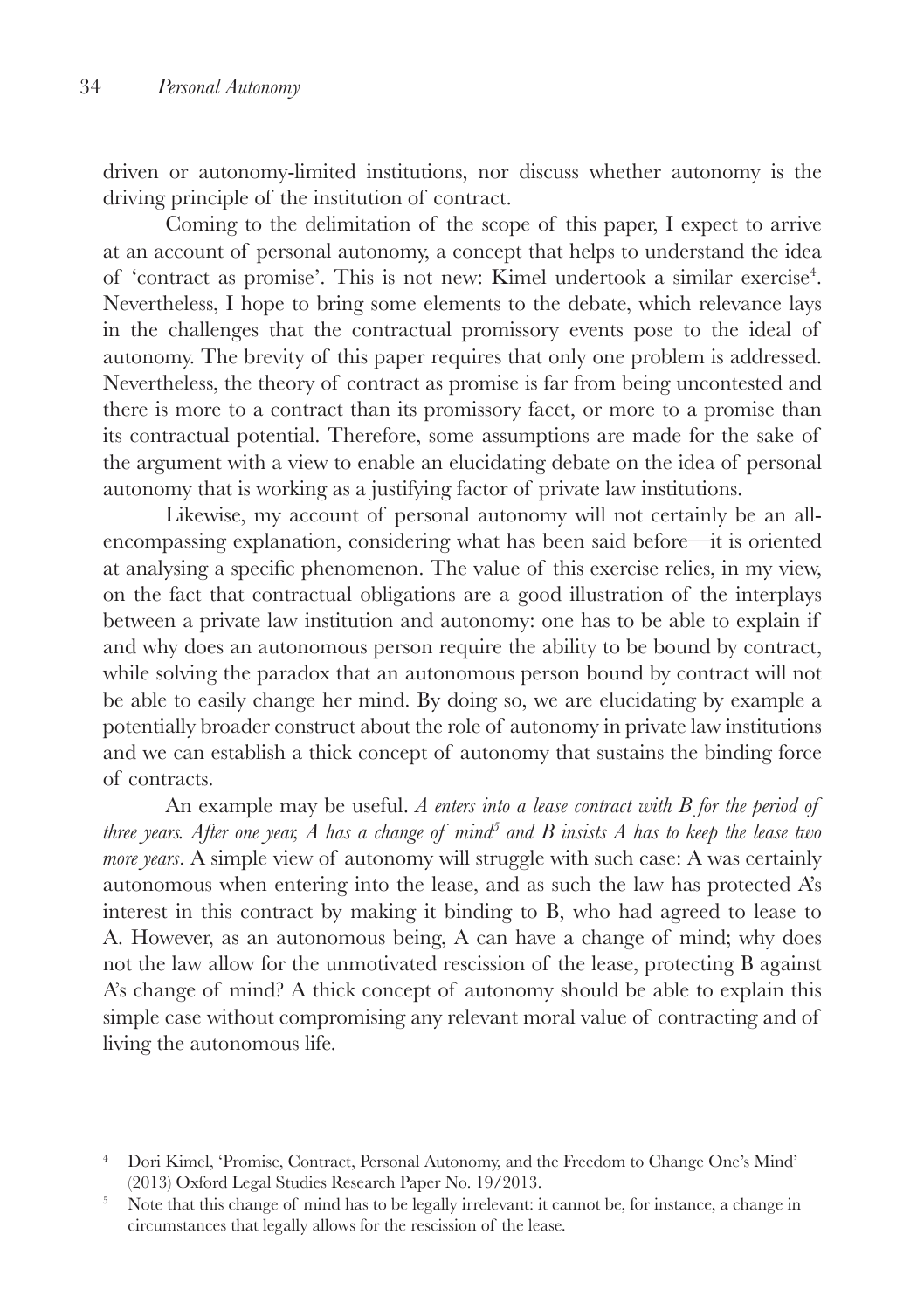driven or autonomy-limited institutions, nor discuss whether autonomy is the driving principle of the institution of contract.

Coming to the delimitation of the scope of this paper, I expect to arrive at an account of personal autonomy, a concept that helps to understand the idea of 'contract as promise'. This is not new: Kimel undertook a similar exercise[4]. Nevertheless, I hope to bring some elements to the debate, which relevance lays in the challenges that the contractual promissory events pose to the ideal of autonomy. The brevity of this paper requires that only one problem is addressed. Nevertheless, the theory of contract as promise is far from being uncontested and there is more to a contract than its promissory facet, or more to a promise than its contractual potential. Therefore, some assumptions are made for the sake of the argument with a view to enable an elucidating debate on the idea of personal autonomy that is working as a justifying factor of private law institutions.

Likewise, my account of personal autonomy will not certainly be an all-encompassing explanation, considering what has been said before—it is oriented at analysing a specific phenomenon. The value of this exercise relies, in my view, on the fact that contractual obligations are a good illustration of the interplays between a private law institution and autonomy: one has to be able to explain if and why does an autonomous person require the ability to be bound by contract, while solving the paradox that an autonomous person bound by contract will not be able to easily change her mind. By doing so, we are elucidating by example a potentially broader construct about the role of autonomy in private law institutions and we can establish a thick concept of autonomy that sustains the binding force of contracts.

An example may be useful. *A enters into a lease contract with B for the period of three years. After one year, A has a change of mind[5] and B insists A has to keep the lease two more years*. A simple view of autonomy will struggle with such case: A was certainly autonomous when entering into the lease, and as such the law has protected A's interest in this contract by making it binding to B, who had agreed to lease to A. However, as an autonomous being, A can have a change of mind; why does not the law allow for the unmotivated rescission of the lease, protecting B against A's change of mind? A thick concept of autonomy should be able to explain this simple case without compromising any relevant moral value of contracting and of living the autonomous life.

[4] Dori Kimel, 'Promise, Contract, Personal Autonomy, and the Freedom to Change One's Mind' (2013) Oxford Legal Studies Research Paper No. 19/2013.

[5] Note that this change of mind has to be legally irrelevant: it cannot be, for instance, a change in circumstances that legally allows for the rescission of the lease.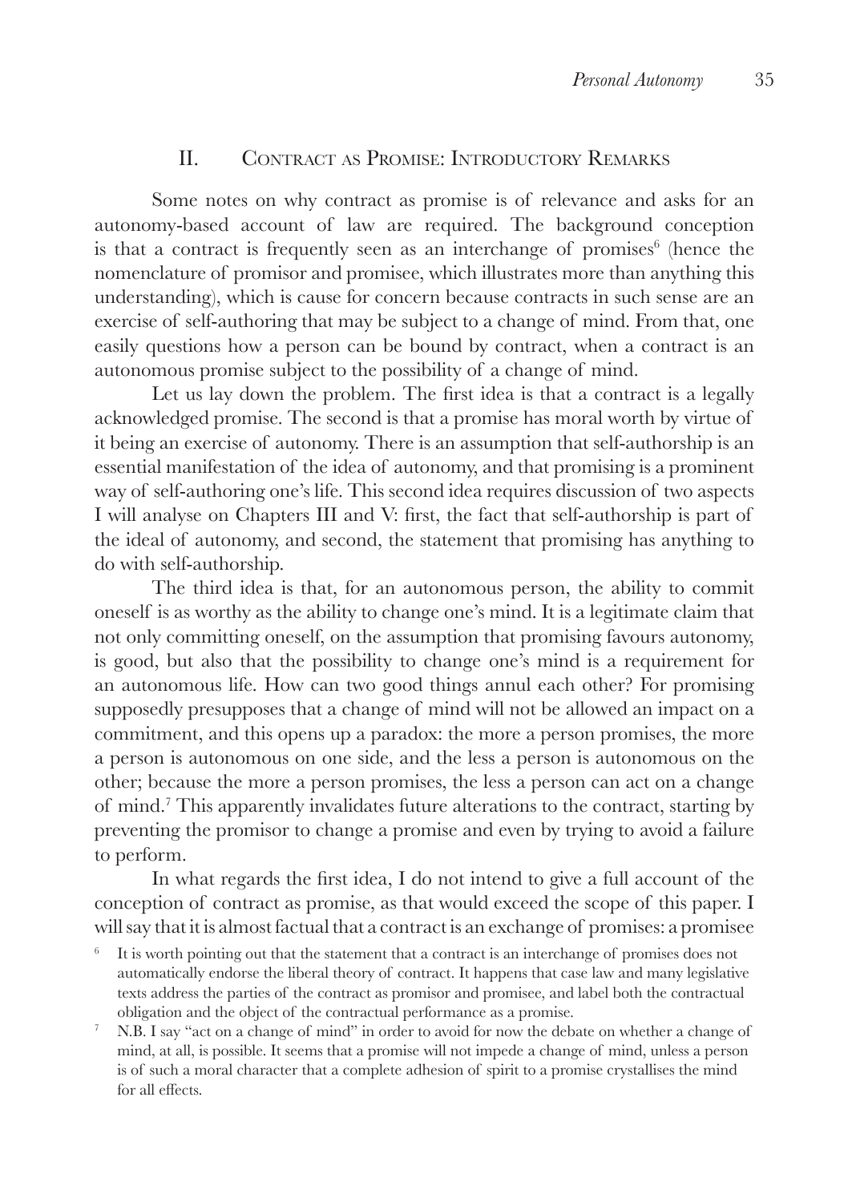## II. Contract as Promise: Introductory Remarks

Some notes on why contract as promise is of relevance and asks for an autonomy-based account of law are required. The background conception is that a contract is frequently seen as an interchange of promises[6] (hence the nomenclature of promisor and promisee, which illustrates more than anything this understanding), which is cause for concern because contracts in such sense are an exercise of self-authoring that may be subject to a change of mind. From that, one easily questions how a person can be bound by contract, when a contract is an autonomous promise subject to the possibility of a change of mind.

Let us lay down the problem. The first idea is that a contract is a legally acknowledged promise. The second is that a promise has moral worth by virtue of it being an exercise of autonomy. There is an assumption that self-authorship is an essential manifestation of the idea of autonomy, and that promising is a prominent way of self-authoring one's life. This second idea requires discussion of two aspects I will analyse on Chapters III and V: first, the fact that self-authorship is part of the ideal of autonomy, and second, the statement that promising has anything to do with self-authorship.

The third idea is that, for an autonomous person, the ability to commit oneself is as worthy as the ability to change one's mind. It is a legitimate claim that not only committing oneself, on the assumption that promising favours autonomy, is good, but also that the possibility to change one's mind is a requirement for an autonomous life. How can two good things annul each other? For promising supposedly presupposes that a change of mind will not be allowed an impact on a commitment, and this opens up a paradox: the more a person promises, the more a person is autonomous on one side, and the less a person is autonomous on the other; because the more a person promises, the less a person can act on a change of mind.[7] This apparently invalidates future alterations to the contract, starting by preventing the promisor to change a promise and even by trying to avoid a failure to perform.

In what regards the first idea, I do not intend to give a full account of the conception of contract as promise, as that would exceed the scope of this paper. I will say that it is almost factual that a contract is an exchange of promises: a promisee

[6] It is worth pointing out that the statement that a contract is an interchange of promises does not automatically endorse the liberal theory of contract. It happens that case law and many legislative texts address the parties of the contract as promisor and promisee, and label both the contractual obligation and the object of the contractual performance as a promise.

[7] N.B. I say "act on a change of mind" in order to avoid for now the debate on whether a change of mind, at all, is possible. It seems that a promise will not impede a change of mind, unless a person is of such a moral character that a complete adhesion of spirit to a promise crystallises the mind for all effects.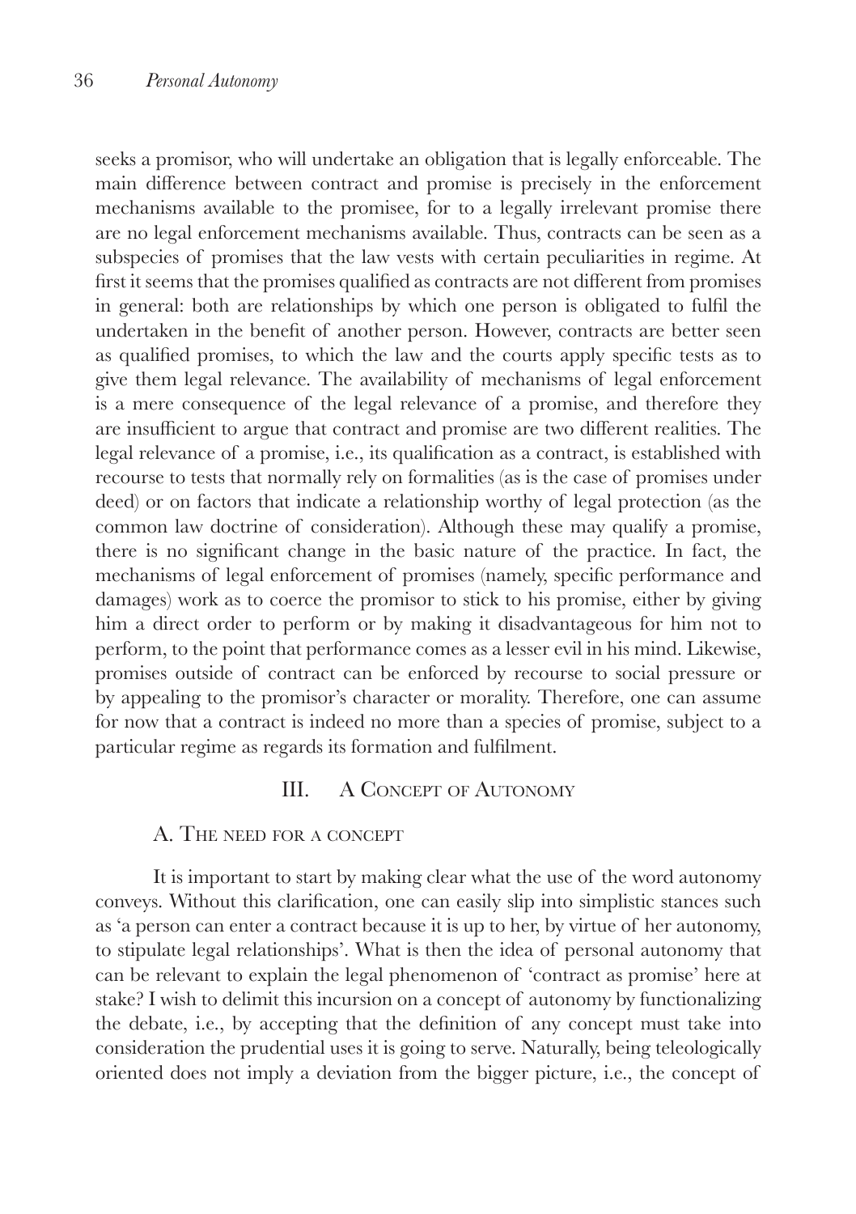seeks a promisor, who will undertake an obligation that is legally enforceable. The main difference between contract and promise is precisely in the enforcement mechanisms available to the promisee, for to a legally irrelevant promise there are no legal enforcement mechanisms available. Thus, contracts can be seen as a subspecies of promises that the law vests with certain peculiarities in regime. At first it seems that the promises qualified as contracts are not different from promises in general: both are relationships by which one person is obligated to fulfil the undertaken in the benefit of another person. However, contracts are better seen as qualified promises, to which the law and the courts apply specific tests as to give them legal relevance. The availability of mechanisms of legal enforcement is a mere consequence of the legal relevance of a promise, and therefore they are insufficient to argue that contract and promise are two different realities. The legal relevance of a promise, i.e., its qualification as a contract, is established with recourse to tests that normally rely on formalities (as is the case of promises under deed) or on factors that indicate a relationship worthy of legal protection (as the common law doctrine of consideration). Although these may qualify a promise, there is no significant change in the basic nature of the practice. In fact, the mechanisms of legal enforcement of promises (namely, specific performance and damages) work as to coerce the promisor to stick to his promise, either by giving him a direct order to perform or by making it disadvantageous for him not to perform, to the point that performance comes as a lesser evil in his mind. Likewise, promises outside of contract can be enforced by recourse to social pressure or by appealing to the promisor's character or morality. Therefore, one can assume for now that a contract is indeed no more than a species of promise, subject to a particular regime as regards its formation and fulfilment.

## III. A Concept of Autonomy

### A. The need for a concept

It is important to start by making clear what the use of the word autonomy conveys. Without this clarification, one can easily slip into simplistic stances such as 'a person can enter a contract because it is up to her, by virtue of her autonomy, to stipulate legal relationships'. What is then the idea of personal autonomy that can be relevant to explain the legal phenomenon of 'contract as promise' here at stake? I wish to delimit this incursion on a concept of autonomy by functionalizing the debate, i.e., by accepting that the definition of any concept must take into consideration the prudential uses it is going to serve. Naturally, being teleologically oriented does not imply a deviation from the bigger picture, i.e., the concept of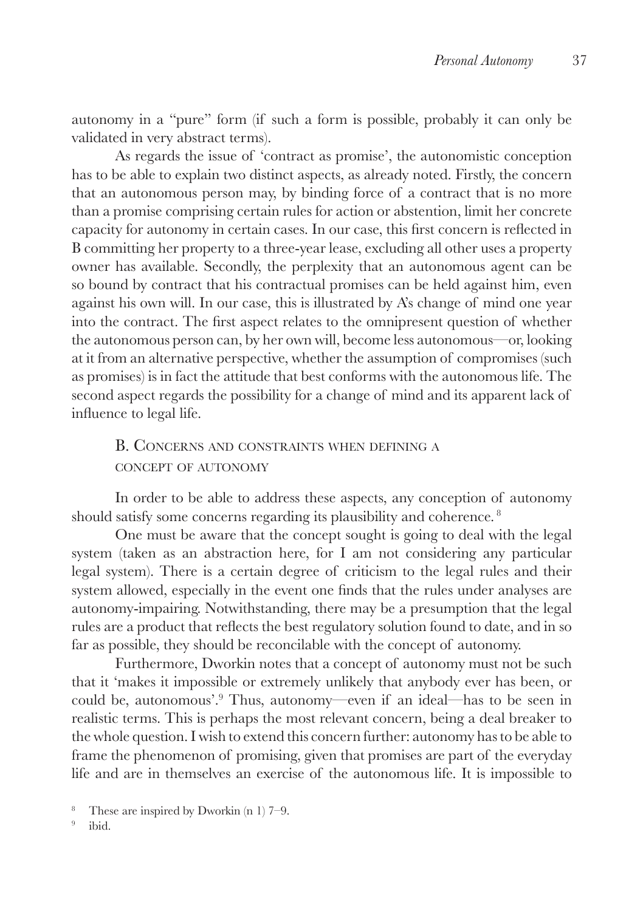autonomy in a "pure" form (if such a form is possible, probably it can only be validated in very abstract terms).

As regards the issue of 'contract as promise', the autonomistic conception has to be able to explain two distinct aspects, as already noted. Firstly, the concern that an autonomous person may, by binding force of a contract that is no more than a promise comprising certain rules for action or abstention, limit her concrete capacity for autonomy in certain cases. In our case, this first concern is reflected in B committing her property to a three-year lease, excluding all other uses a property owner has available. Secondly, the perplexity that an autonomous agent can be so bound by contract that his contractual promises can be held against him, even against his own will. In our case, this is illustrated by A's change of mind one year into the contract. The first aspect relates to the omnipresent question of whether the autonomous person can, by her own will, become less autonomous—or, looking at it from an alternative perspective, whether the assumption of compromises (such as promises) is in fact the attitude that best conforms with the autonomous life. The second aspect regards the possibility for a change of mind and its apparent lack of influence to legal life.

## B. Concerns and constraints when defining a concept of autonomy

In order to be able to address these aspects, any conception of autonomy should satisfy some concerns regarding its plausibility and coherence. [8]

One must be aware that the concept sought is going to deal with the legal system (taken as an abstraction here, for I am not considering any particular legal system). There is a certain degree of criticism to the legal rules and their system allowed, especially in the event one finds that the rules under analyses are autonomy-impairing. Notwithstanding, there may be a presumption that the legal rules are a product that reflects the best regulatory solution found to date, and in so far as possible, they should be reconcilable with the concept of autonomy.

Furthermore, Dworkin notes that a concept of autonomy must not be such that it 'makes it impossible or extremely unlikely that anybody ever has been, or could be, autonomous'.[9] Thus, autonomy—even if an ideal—has to be seen in realistic terms. This is perhaps the most relevant concern, being a deal breaker to the whole question. I wish to extend this concern further: autonomy has to be able to frame the phenomenon of promising, given that promises are part of the everyday life and are in themselves an exercise of the autonomous life. It is impossible to

[8] These are inspired by Dworkin (n 1) 7–9.

[9] ibid.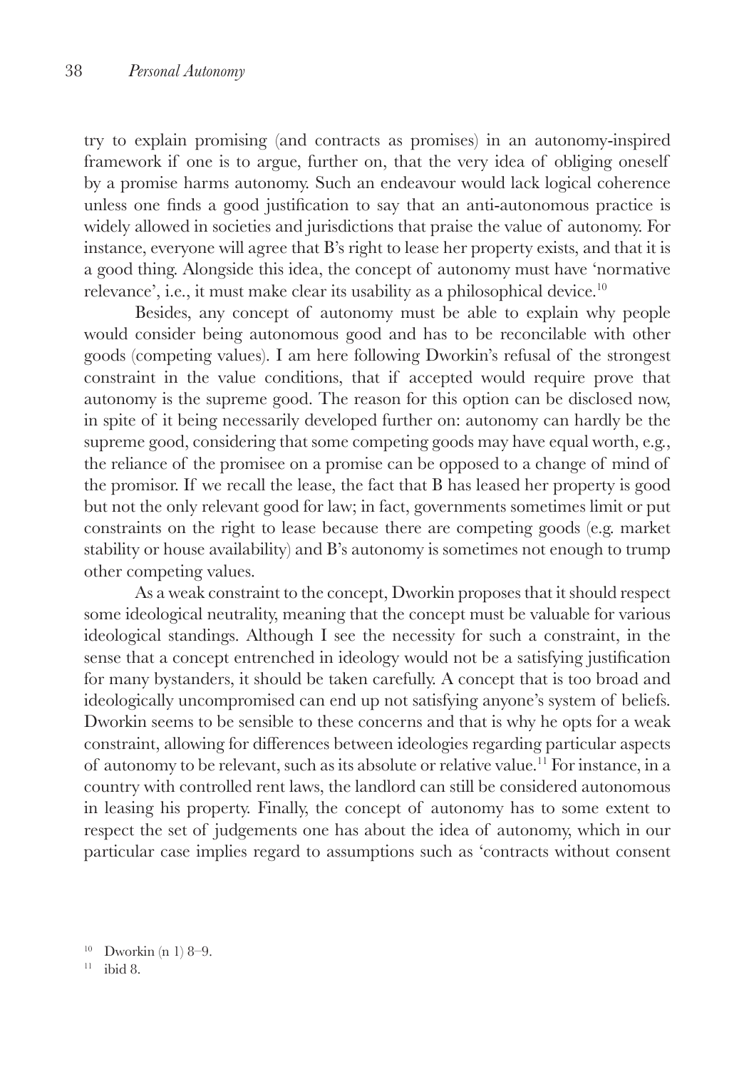try to explain promising (and contracts as promises) in an autonomy-inspired framework if one is to argue, further on, that the very idea of obliging oneself by a promise harms autonomy. Such an endeavour would lack logical coherence unless one finds a good justification to say that an anti-autonomous practice is widely allowed in societies and jurisdictions that praise the value of autonomy. For instance, everyone will agree that B's right to lease her property exists, and that it is a good thing. Alongside this idea, the concept of autonomy must have 'normative relevance', i.e., it must make clear its usability as a philosophical device.[10]

Besides, any concept of autonomy must be able to explain why people would consider being autonomous good and has to be reconcilable with other goods (competing values). I am here following Dworkin's refusal of the strongest constraint in the value conditions, that if accepted would require prove that autonomy is the supreme good. The reason for this option can be disclosed now, in spite of it being necessarily developed further on: autonomy can hardly be the supreme good, considering that some competing goods may have equal worth, e.g., the reliance of the promisee on a promise can be opposed to a change of mind of the promisor. If we recall the lease, the fact that B has leased her property is good but not the only relevant good for law; in fact, governments sometimes limit or put constraints on the right to lease because there are competing goods (e.g. market stability or house availability) and B's autonomy is sometimes not enough to trump other competing values.

As a weak constraint to the concept, Dworkin proposes that it should respect some ideological neutrality, meaning that the concept must be valuable for various ideological standings. Although I see the necessity for such a constraint, in the sense that a concept entrenched in ideology would not be a satisfying justification for many bystanders, it should be taken carefully. A concept that is too broad and ideologically uncompromised can end up not satisfying anyone's system of beliefs. Dworkin seems to be sensible to these concerns and that is why he opts for a weak constraint, allowing for differences between ideologies regarding particular aspects of autonomy to be relevant, such as its absolute or relative value.[11] For instance, in a country with controlled rent laws, the landlord can still be considered autonomous in leasing his property. Finally, the concept of autonomy has to some extent to respect the set of judgements one has about the idea of autonomy, which in our particular case implies regard to assumptions such as 'contracts without consent

[10] Dworkin (n 1) 8–9.

[11] ibid 8.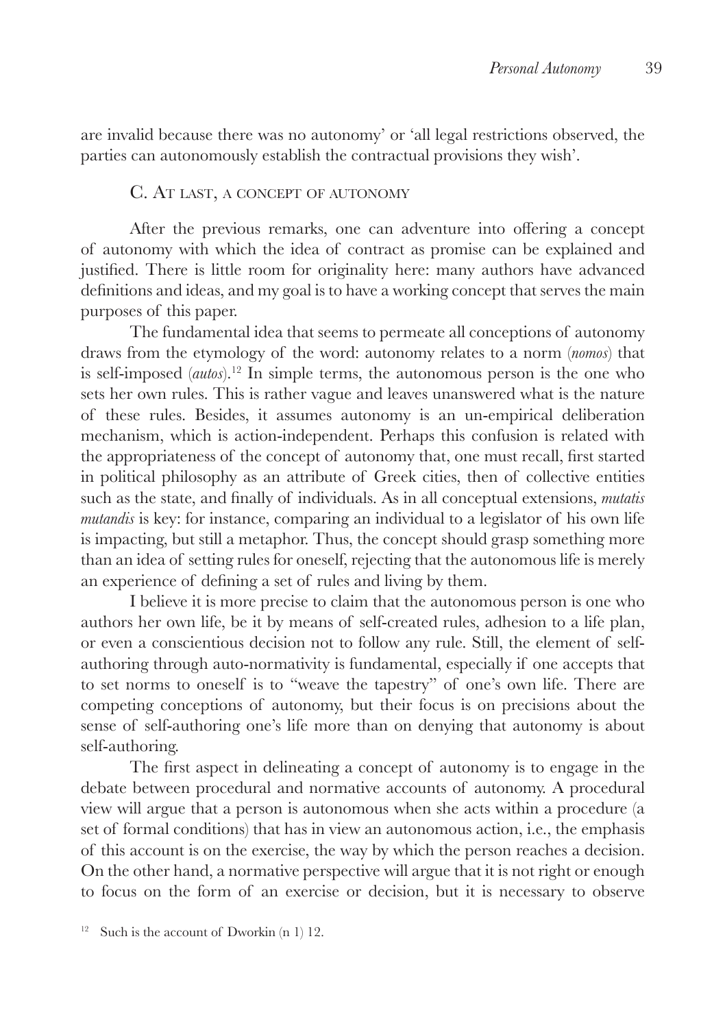are invalid because there was no autonomy' or 'all legal restrictions observed, the parties can autonomously establish the contractual provisions they wish'.

### C. At last, a concept of autonomy

After the previous remarks, one can adventure into offering a concept of autonomy with which the idea of contract as promise can be explained and justified. There is little room for originality here: many authors have advanced definitions and ideas, and my goal is to have a working concept that serves the main purposes of this paper.

The fundamental idea that seems to permeate all conceptions of autonomy draws from the etymology of the word: autonomy relates to a norm (*nomos*) that is self-imposed (*autos*).[12] In simple terms, the autonomous person is the one who sets her own rules. This is rather vague and leaves unanswered what is the nature of these rules. Besides, it assumes autonomy is an un-empirical deliberation mechanism, which is action-independent. Perhaps this confusion is related with the appropriateness of the concept of autonomy that, one must recall, first started in political philosophy as an attribute of Greek cities, then of collective entities such as the state, and finally of individuals. As in all conceptual extensions, *mutatis mutandis* is key: for instance, comparing an individual to a legislator of his own life is impacting, but still a metaphor. Thus, the concept should grasp something more than an idea of setting rules for oneself, rejecting that the autonomous life is merely an experience of defining a set of rules and living by them.

I believe it is more precise to claim that the autonomous person is one who authors her own life, be it by means of self-created rules, adhesion to a life plan, or even a conscientious decision not to follow any rule. Still, the element of self-authoring through auto-normativity is fundamental, especially if one accepts that to set norms to oneself is to "weave the tapestry" of one's own life. There are competing conceptions of autonomy, but their focus is on precisions about the sense of self-authoring one's life more than on denying that autonomy is about self-authoring.

The first aspect in delineating a concept of autonomy is to engage in the debate between procedural and normative accounts of autonomy. A procedural view will argue that a person is autonomous when she acts within a procedure (a set of formal conditions) that has in view an autonomous action, i.e., the emphasis of this account is on the exercise, the way by which the person reaches a decision. On the other hand, a normative perspective will argue that it is not right or enough to focus on the form of an exercise or decision, but it is necessary to observe

[12] Such is the account of Dworkin (n 1) 12.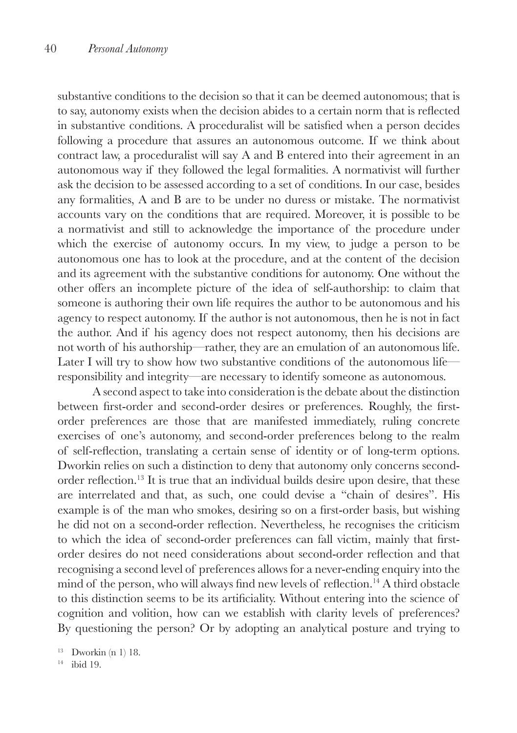substantive conditions to the decision so that it can be deemed autonomous; that is to say, autonomy exists when the decision abides to a certain norm that is reflected in substantive conditions. A proceduralist will be satisfied when a person decides following a procedure that assures an autonomous outcome. If we think about contract law, a proceduralist will say A and B entered into their agreement in an autonomous way if they followed the legal formalities. A normativist will further ask the decision to be assessed according to a set of conditions. In our case, besides any formalities, A and B are to be under no duress or mistake. The normativist accounts vary on the conditions that are required. Moreover, it is possible to be a normativist and still to acknowledge the importance of the procedure under which the exercise of autonomy occurs. In my view, to judge a person to be autonomous one has to look at the procedure, and at the content of the decision and its agreement with the substantive conditions for autonomy. One without the other offers an incomplete picture of the idea of self-authorship: to claim that someone is authoring their own life requires the author to be autonomous and his agency to respect autonomy. If the author is not autonomous, then he is not in fact the author. And if his agency does not respect autonomy, then his decisions are not worth of his authorship—rather, they are an emulation of an autonomous life. Later I will try to show how two substantive conditions of the autonomous life—responsibility and integrity—are necessary to identify someone as autonomous.

A second aspect to take into consideration is the debate about the distinction between first-order and second-order desires or preferences. Roughly, the first-order preferences are those that are manifested immediately, ruling concrete exercises of one's autonomy, and second-order preferences belong to the realm of self-reflection, translating a certain sense of identity or of long-term options. Dworkin relies on such a distinction to deny that autonomy only concerns second-order reflection.[13] It is true that an individual builds desire upon desire, that these are interrelated and that, as such, one could devise a "chain of desires". His example is of the man who smokes, desiring so on a first-order basis, but wishing he did not on a second-order reflection. Nevertheless, he recognises the criticism to which the idea of second-order preferences can fall victim, mainly that first-order desires do not need considerations about second-order reflection and that recognising a second level of preferences allows for a never-ending enquiry into the mind of the person, who will always find new levels of reflection.[14] A third obstacle to this distinction seems to be its artificiality. Without entering into the science of cognition and volition, how can we establish with clarity levels of preferences? By questioning the person? Or by adopting an analytical posture and trying to

[13] Dworkin (n 1) 18.

[14] ibid 19.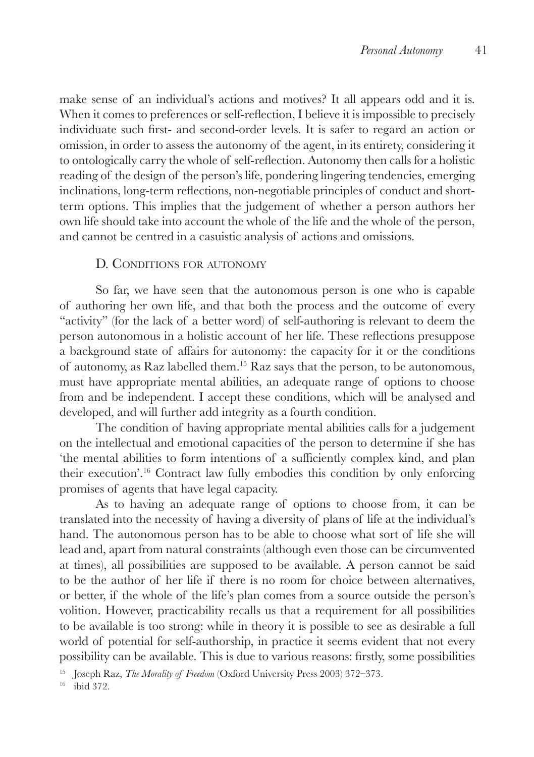make sense of an individual's actions and motives? It all appears odd and it is. When it comes to preferences or self-reflection, I believe it is impossible to precisely individuate such first- and second-order levels. It is safer to regard an action or omission, in order to assess the autonomy of the agent, in its entirety, considering it to ontologically carry the whole of self-reflection. Autonomy then calls for a holistic reading of the design of the person's life, pondering lingering tendencies, emerging inclinations, long-term reflections, non-negotiable principles of conduct and short-term options. This implies that the judgement of whether a person authors her own life should take into account the whole of the life and the whole of the person, and cannot be centred in a casuistic analysis of actions and omissions.

### D. Conditions for autonomy

So far, we have seen that the autonomous person is one who is capable of authoring her own life, and that both the process and the outcome of every "activity" (for the lack of a better word) of self-authoring is relevant to deem the person autonomous in a holistic account of her life. These reflections presuppose a background state of affairs for autonomy: the capacity for it or the conditions of autonomy, as Raz labelled them.[15] Raz says that the person, to be autonomous, must have appropriate mental abilities, an adequate range of options to choose from and be independent. I accept these conditions, which will be analysed and developed, and will further add integrity as a fourth condition.

The condition of having appropriate mental abilities calls for a judgement on the intellectual and emotional capacities of the person to determine if she has 'the mental abilities to form intentions of a sufficiently complex kind, and plan their execution'.[16] Contract law fully embodies this condition by only enforcing promises of agents that have legal capacity.

As to having an adequate range of options to choose from, it can be translated into the necessity of having a diversity of plans of life at the individual's hand. The autonomous person has to be able to choose what sort of life she will lead and, apart from natural constraints (although even those can be circumvented at times), all possibilities are supposed to be available. A person cannot be said to be the author of her life if there is no room for choice between alternatives, or better, if the whole of the life's plan comes from a source outside the person's volition. However, practicability recalls us that a requirement for all possibilities to be available is too strong: while in theory it is possible to see as desirable a full world of potential for self-authorship, in practice it seems evident that not every possibility can be available. This is due to various reasons: firstly, some possibilities

[15] Joseph Raz, *The Morality of Freedom* (Oxford University Press 2003) 372–373.

[16] ibid 372.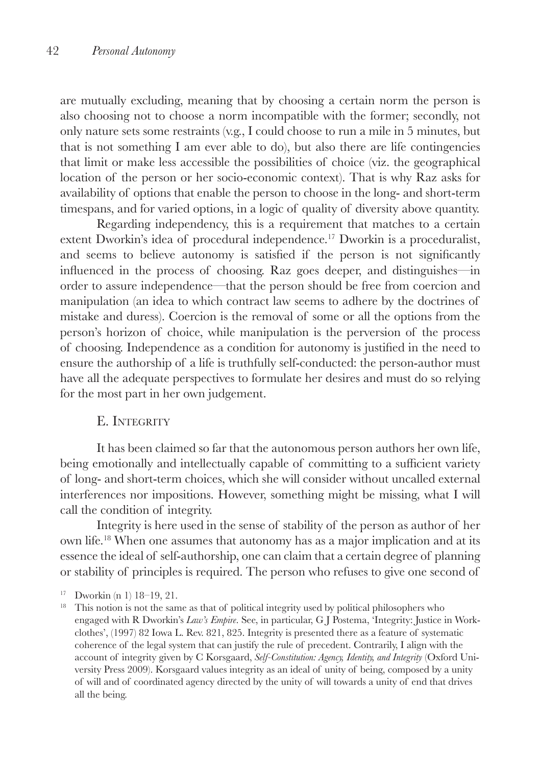are mutually excluding, meaning that by choosing a certain norm the person is also choosing not to choose a norm incompatible with the former; secondly, not only nature sets some restraints (v.g., I could choose to run a mile in 5 minutes, but that is not something I am ever able to do), but also there are life contingencies that limit or make less accessible the possibilities of choice (viz. the geographical location of the person or her socio-economic context). That is why Raz asks for availability of options that enable the person to choose in the long- and short-term timespans, and for varied options, in a logic of quality of diversity above quantity.

Regarding independency, this is a requirement that matches to a certain extent Dworkin's idea of procedural independence.[17] Dworkin is a proceduralist, and seems to believe autonomy is satisfied if the person is not significantly influenced in the process of choosing. Raz goes deeper, and distinguishes—in order to assure independence—that the person should be free from coercion and manipulation (an idea to which contract law seems to adhere by the doctrines of mistake and duress). Coercion is the removal of some or all the options from the person's horizon of choice, while manipulation is the perversion of the process of choosing. Independence as a condition for autonomy is justified in the need to ensure the authorship of a life is truthfully self-conducted: the person-author must have all the adequate perspectives to formulate her desires and must do so relying for the most part in her own judgement.

### E. Integrity

It has been claimed so far that the autonomous person authors her own life, being emotionally and intellectually capable of committing to a sufficient variety of long- and short-term choices, which she will consider without uncalled external interferences nor impositions. However, something might be missing, what I will call the condition of integrity.

Integrity is here used in the sense of stability of the person as author of her own life.[18] When one assumes that autonomy has as a major implication and at its essence the ideal of self-authorship, one can claim that a certain degree of planning or stability of principles is required. The person who refuses to give one second of

[17] Dworkin (n 1) 18–19, 21.

[18] This notion is not the same as that of political integrity used by political philosophers who engaged with R Dworkin's *Law's Empire*. See, in particular, G J Postema, 'Integrity: Justice in Workclothes', (1997) 82 Iowa L. Rev. 821, 825. Integrity is presented there as a feature of systematic coherence of the legal system that can justify the rule of precedent. Contrarily, I align with the account of integrity given by C Korsgaard, *Self-Constitution: Agency, Identity, and Integrity* (Oxford University Press 2009). Korsgaard values integrity as an ideal of unity of being, composed by a unity of will and of coordinated agency directed by the unity of will towards a unity of end that drives all the being.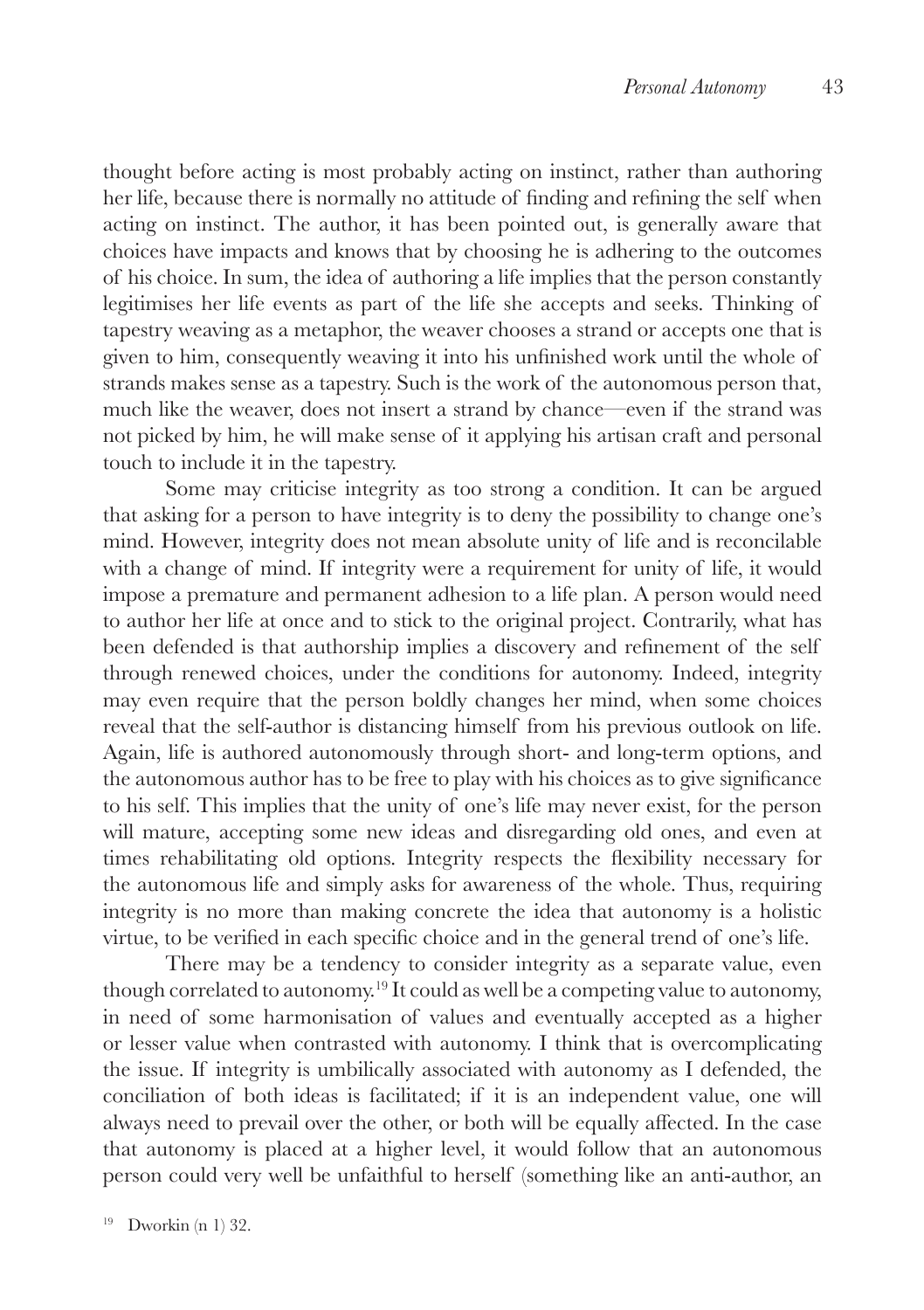thought before acting is most probably acting on instinct, rather than authoring her life, because there is normally no attitude of finding and refining the self when acting on instinct. The author, it has been pointed out, is generally aware that choices have impacts and knows that by choosing he is adhering to the outcomes of his choice. In sum, the idea of authoring a life implies that the person constantly legitimises her life events as part of the life she accepts and seeks. Thinking of tapestry weaving as a metaphor, the weaver chooses a strand or accepts one that is given to him, consequently weaving it into his unfinished work until the whole of strands makes sense as a tapestry. Such is the work of the autonomous person that, much like the weaver, does not insert a strand by chance—even if the strand was not picked by him, he will make sense of it applying his artisan craft and personal touch to include it in the tapestry.

Some may criticise integrity as too strong a condition. It can be argued that asking for a person to have integrity is to deny the possibility to change one's mind. However, integrity does not mean absolute unity of life and is reconcilable with a change of mind. If integrity were a requirement for unity of life, it would impose a premature and permanent adhesion to a life plan. A person would need to author her life at once and to stick to the original project. Contrarily, what has been defended is that authorship implies a discovery and refinement of the self through renewed choices, under the conditions for autonomy. Indeed, integrity may even require that the person boldly changes her mind, when some choices reveal that the self-author is distancing himself from his previous outlook on life. Again, life is authored autonomously through short- and long-term options, and the autonomous author has to be free to play with his choices as to give significance to his self. This implies that the unity of one's life may never exist, for the person will mature, accepting some new ideas and disregarding old ones, and even at times rehabilitating old options. Integrity respects the flexibility necessary for the autonomous life and simply asks for awareness of the whole. Thus, requiring integrity is no more than making concrete the idea that autonomy is a holistic virtue, to be verified in each specific choice and in the general trend of one's life.

There may be a tendency to consider integrity as a separate value, even though correlated to autonomy.[19] It could as well be a competing value to autonomy, in need of some harmonisation of values and eventually accepted as a higher or lesser value when contrasted with autonomy. I think that is overcomplicating the issue. If integrity is umbilically associated with autonomy as I defended, the conciliation of both ideas is facilitated; if it is an independent value, one will always need to prevail over the other, or both will be equally affected. In the case that autonomy is placed at a higher level, it would follow that an autonomous person could very well be unfaithful to herself (something like an anti-author, an

[19] Dworkin (n 1) 32.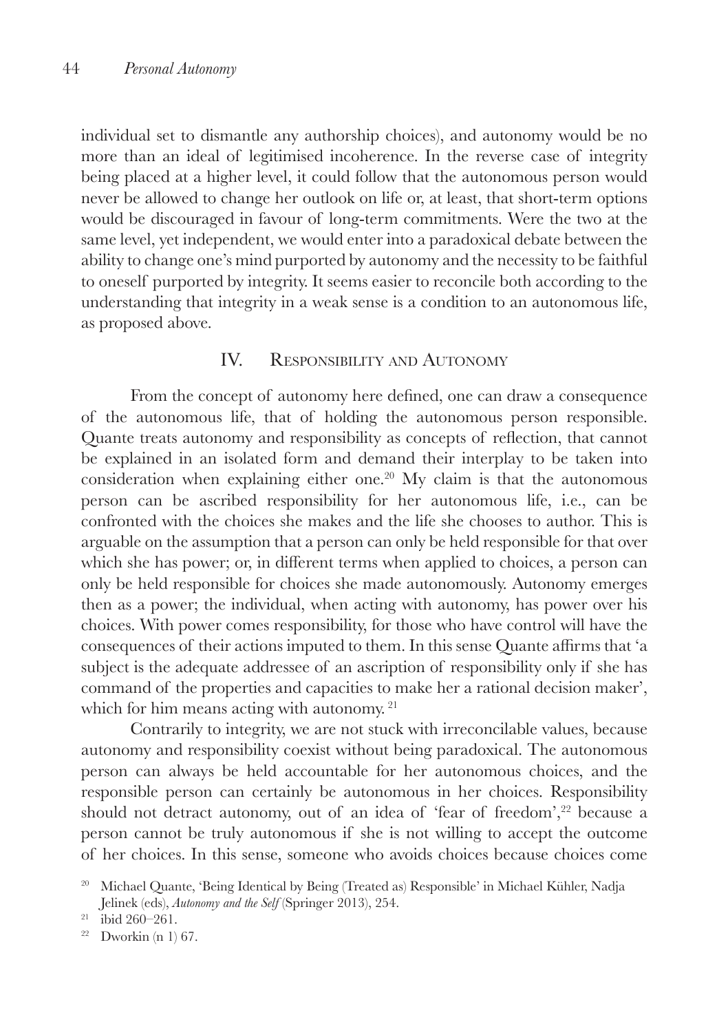individual set to dismantle any authorship choices), and autonomy would be no more than an ideal of legitimised incoherence. In the reverse case of integrity being placed at a higher level, it could follow that the autonomous person would never be allowed to change her outlook on life or, at least, that short-term options would be discouraged in favour of long-term commitments. Were the two at the same level, yet independent, we would enter into a paradoxical debate between the ability to change one's mind purported by autonomy and the necessity to be faithful to oneself purported by integrity. It seems easier to reconcile both according to the understanding that integrity in a weak sense is a condition to an autonomous life, as proposed above.

## IV. Responsibility and Autonomy

From the concept of autonomy here defined, one can draw a consequence of the autonomous life, that of holding the autonomous person responsible. Quante treats autonomy and responsibility as concepts of reflection, that cannot be explained in an isolated form and demand their interplay to be taken into consideration when explaining either one.[20] My claim is that the autonomous person can be ascribed responsibility for her autonomous life, i.e., can be confronted with the choices she makes and the life she chooses to author. This is arguable on the assumption that a person can only be held responsible for that over which she has power; or, in different terms when applied to choices, a person can only be held responsible for choices she made autonomously. Autonomy emerges then as a power; the individual, when acting with autonomy, has power over his choices. With power comes responsibility, for those who have control will have the consequences of their actions imputed to them. In this sense Quante affirms that 'a subject is the adequate addressee of an ascription of responsibility only if she has command of the properties and capacities to make her a rational decision maker', which for him means acting with autonomy.[21]

Contrarily to integrity, we are not stuck with irreconcilable values, because autonomy and responsibility coexist without being paradoxical. The autonomous person can always be held accountable for her autonomous choices, and the responsible person can certainly be autonomous in her choices. Responsibility should not detract autonomy, out of an idea of 'fear of freedom',[22] because a person cannot be truly autonomous if she is not willing to accept the outcome of her choices. In this sense, someone who avoids choices because choices come

[20] Michael Quante, 'Being Identical by Being (Treated as) Responsible' in Michael Kühler, Nadja Jelinek (eds), *Autonomy and the Self* (Springer 2013), 254.

[21] ibid 260–261.

[22] Dworkin (n 1) 67.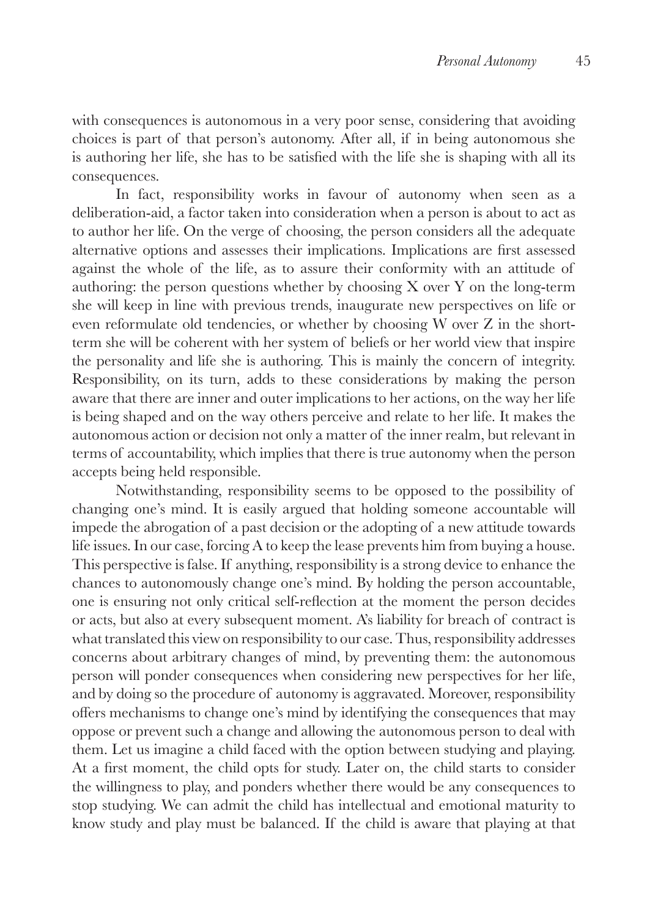with consequences is autonomous in a very poor sense, considering that avoiding choices is part of that person's autonomy. After all, if in being autonomous she is authoring her life, she has to be satisfied with the life she is shaping with all its consequences.

In fact, responsibility works in favour of autonomy when seen as a deliberation-aid, a factor taken into consideration when a person is about to act as to author her life. On the verge of choosing, the person considers all the adequate alternative options and assesses their implications. Implications are first assessed against the whole of the life, as to assure their conformity with an attitude of authoring: the person questions whether by choosing X over Y on the long-term she will keep in line with previous trends, inaugurate new perspectives on life or even reformulate old tendencies, or whether by choosing W over Z in the short-term she will be coherent with her system of beliefs or her world view that inspire the personality and life she is authoring. This is mainly the concern of integrity. Responsibility, on its turn, adds to these considerations by making the person aware that there are inner and outer implications to her actions, on the way her life is being shaped and on the way others perceive and relate to her life. It makes the autonomous action or decision not only a matter of the inner realm, but relevant in terms of accountability, which implies that there is true autonomy when the person accepts being held responsible.

Notwithstanding, responsibility seems to be opposed to the possibility of changing one's mind. It is easily argued that holding someone accountable will impede the abrogation of a past decision or the adopting of a new attitude towards life issues. In our case, forcing A to keep the lease prevents him from buying a house. This perspective is false. If anything, responsibility is a strong device to enhance the chances to autonomously change one's mind. By holding the person accountable, one is ensuring not only critical self-reflection at the moment the person decides or acts, but also at every subsequent moment. A's liability for breach of contract is what translated this view on responsibility to our case. Thus, responsibility addresses concerns about arbitrary changes of mind, by preventing them: the autonomous person will ponder consequences when considering new perspectives for her life, and by doing so the procedure of autonomy is aggravated. Moreover, responsibility offers mechanisms to change one's mind by identifying the consequences that may oppose or prevent such a change and allowing the autonomous person to deal with them. Let us imagine a child faced with the option between studying and playing. At a first moment, the child opts for study. Later on, the child starts to consider the willingness to play, and ponders whether there would be any consequences to stop studying. We can admit the child has intellectual and emotional maturity to know study and play must be balanced. If the child is aware that playing at that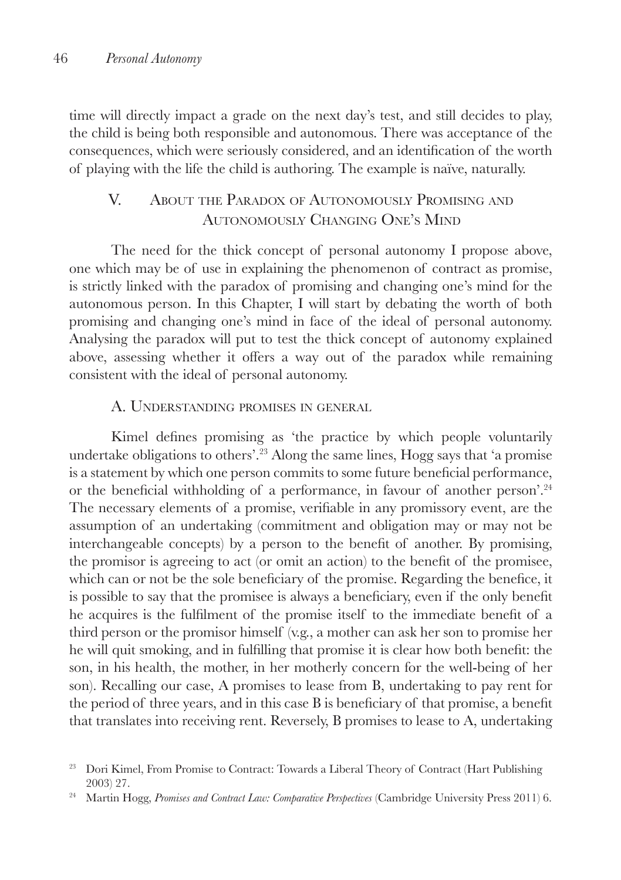time will directly impact a grade on the next day's test, and still decides to play, the child is being both responsible and autonomous. There was acceptance of the consequences, which were seriously considered, and an identification of the worth of playing with the life the child is authoring. The example is naïve, naturally.

## V. About the Paradox of Autonomously Promising and Autonomously Changing One's Mind

The need for the thick concept of personal autonomy I propose above, one which may be of use in explaining the phenomenon of contract as promise, is strictly linked with the paradox of promising and changing one's mind for the autonomous person. In this Chapter, I will start by debating the worth of both promising and changing one's mind in face of the ideal of personal autonomy. Analysing the paradox will put to test the thick concept of autonomy explained above, assessing whether it offers a way out of the paradox while remaining consistent with the ideal of personal autonomy.

### A. Understanding promises in general

Kimel defines promising as 'the practice by which people voluntarily undertake obligations to others'.[23] Along the same lines, Hogg says that 'a promise is a statement by which one person commits to some future beneficial performance, or the beneficial withholding of a performance, in favour of another person'.[24] The necessary elements of a promise, verifiable in any promissory event, are the assumption of an undertaking (commitment and obligation may or may not be interchangeable concepts) by a person to the benefit of another. By promising, the promisor is agreeing to act (or omit an action) to the benefit of the promisee, which can or not be the sole beneficiary of the promise. Regarding the benefice, it is possible to say that the promisee is always a beneficiary, even if the only benefit he acquires is the fulfilment of the promise itself to the immediate benefit of a third person or the promisor himself (v.g., a mother can ask her son to promise her he will quit smoking, and in fulfilling that promise it is clear how both benefit: the son, in his health, the mother, in her motherly concern for the well-being of her son). Recalling our case, A promises to lease from B, undertaking to pay rent for the period of three years, and in this case B is beneficiary of that promise, a benefit that translates into receiving rent. Reversely, B promises to lease to A, undertaking

[23] Dori Kimel, From Promise to Contract: Towards a Liberal Theory of Contract (Hart Publishing 2003) 27.

[24] Martin Hogg, *Promises and Contract Law: Comparative Perspectives* (Cambridge University Press 2011) 6.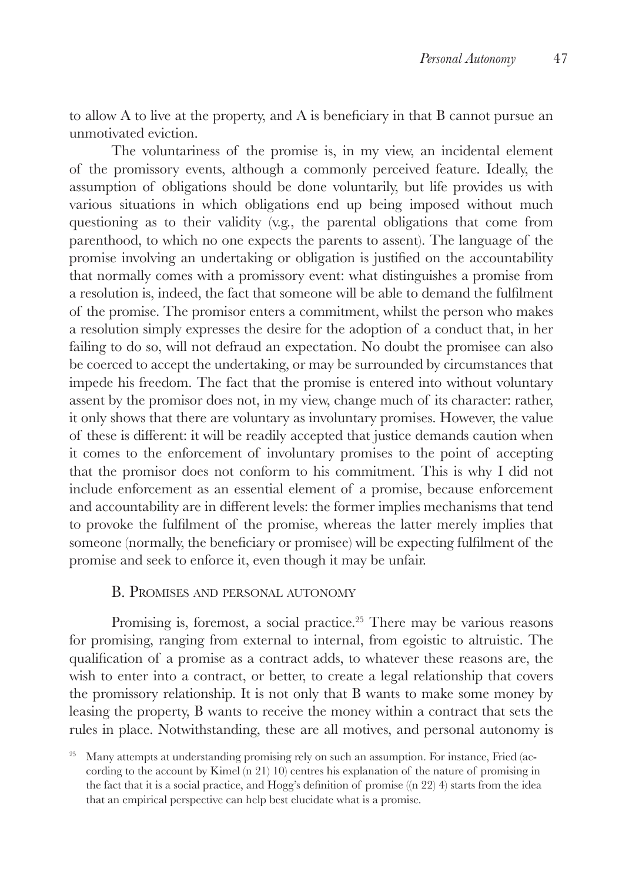to allow A to live at the property, and A is beneficiary in that B cannot pursue an unmotivated eviction.

The voluntariness of the promise is, in my view, an incidental element of the promissory events, although a commonly perceived feature. Ideally, the assumption of obligations should be done voluntarily, but life provides us with various situations in which obligations end up being imposed without much questioning as to their validity (v.g., the parental obligations that come from parenthood, to which no one expects the parents to assent). The language of the promise involving an undertaking or obligation is justified on the accountability that normally comes with a promissory event: what distinguishes a promise from a resolution is, indeed, the fact that someone will be able to demand the fulfilment of the promise. The promisor enters a commitment, whilst the person who makes a resolution simply expresses the desire for the adoption of a conduct that, in her failing to do so, will not defraud an expectation. No doubt the promisee can also be coerced to accept the undertaking, or may be surrounded by circumstances that impede his freedom. The fact that the promise is entered into without voluntary assent by the promisor does not, in my view, change much of its character: rather, it only shows that there are voluntary as involuntary promises. However, the value of these is different: it will be readily accepted that justice demands caution when it comes to the enforcement of involuntary promises to the point of accepting that the promisor does not conform to his commitment. This is why I did not include enforcement as an essential element of a promise, because enforcement and accountability are in different levels: the former implies mechanisms that tend to provoke the fulfilment of the promise, whereas the latter merely implies that someone (normally, the beneficiary or promisee) will be expecting fulfilment of the promise and seek to enforce it, even though it may be unfair.

### B. Promises and personal autonomy

Promising is, foremost, a social practice.[25] There may be various reasons for promising, ranging from external to internal, from egoistic to altruistic. The qualification of a promise as a contract adds, to whatever these reasons are, the wish to enter into a contract, or better, to create a legal relationship that covers the promissory relationship. It is not only that B wants to make some money by leasing the property, B wants to receive the money within a contract that sets the rules in place. Notwithstanding, these are all motives, and personal autonomy is

[25] Many attempts at understanding promising rely on such an assumption. For instance, Fried (according to the account by Kimel (n 21) 10) centres his explanation of the nature of promising in the fact that it is a social practice, and Hogg's definition of promise ((n 22) 4) starts from the idea that an empirical perspective can help best elucidate what is a promise.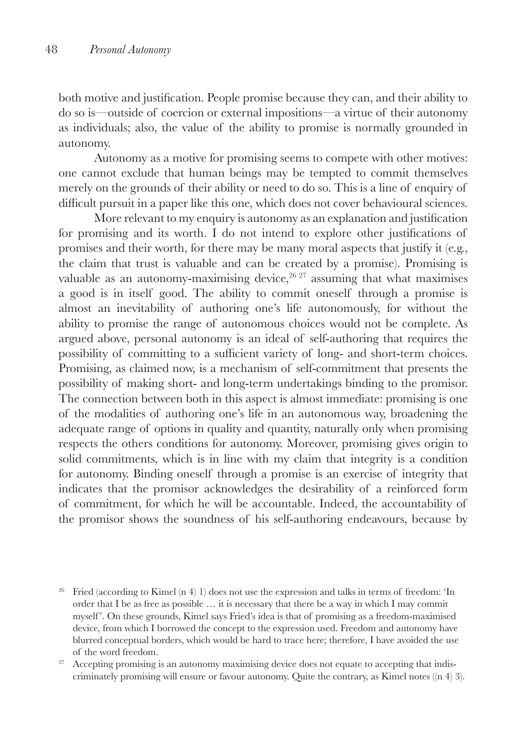both motive and justification. People promise because they can, and their ability to do so is—outside of coercion or external impositions—a virtue of their autonomy as individuals; also, the value of the ability to promise is normally grounded in autonomy.

Autonomy as a motive for promising seems to compete with other motives: one cannot exclude that human beings may be tempted to commit themselves merely on the grounds of their ability or need to do so. This is a line of enquiry of difficult pursuit in a paper like this one, which does not cover behavioural sciences.

More relevant to my enquiry is autonomy as an explanation and justification for promising and its worth. I do not intend to explore other justifications of promises and their worth, for there may be many moral aspects that justify it (e.g., the claim that trust is valuable and can be created by a promise). Promising is valuable as an autonomy-maximising device,[26] [27] assuming that what maximises a good is in itself good. The ability to commit oneself through a promise is almost an inevitability of authoring one's life autonomously, for without the ability to promise the range of autonomous choices would not be complete. As argued above, personal autonomy is an ideal of self-authoring that requires the possibility of committing to a sufficient variety of long- and short-term choices. Promising, as claimed now, is a mechanism of self-commitment that presents the possibility of making short- and long-term undertakings binding to the promisor. The connection between both in this aspect is almost immediate: promising is one of the modalities of authoring one's life in an autonomous way, broadening the adequate range of options in quality and quantity, naturally only when promising respects the others conditions for autonomy. Moreover, promising gives origin to solid commitments, which is in line with my claim that integrity is a condition for autonomy. Binding oneself through a promise is an exercise of integrity that indicates that the promisor acknowledges the desirability of a reinforced form of commitment, for which he will be accountable. Indeed, the accountability of the promisor shows the soundness of his self-authoring endeavours, because by

[26] Fried (according to Kimel (n 4) 1) does not use the expression and talks in terms of freedom: 'In order that I be as free as possible … it is necessary that there be a way in which I may commit myself'. On these grounds, Kimel says Fried's idea is that of promising as a freedom-maximised device, from which I borrowed the concept to the expression used. Freedom and autonomy have blurred conceptual borders, which would be hard to trace here; therefore, I have avoided the use of the word freedom.

[27] Accepting promising is an autonomy maximising device does not equate to accepting that indiscriminately promising will ensure or favour autonomy. Quite the contrary, as Kimel notes ((n 4) 3).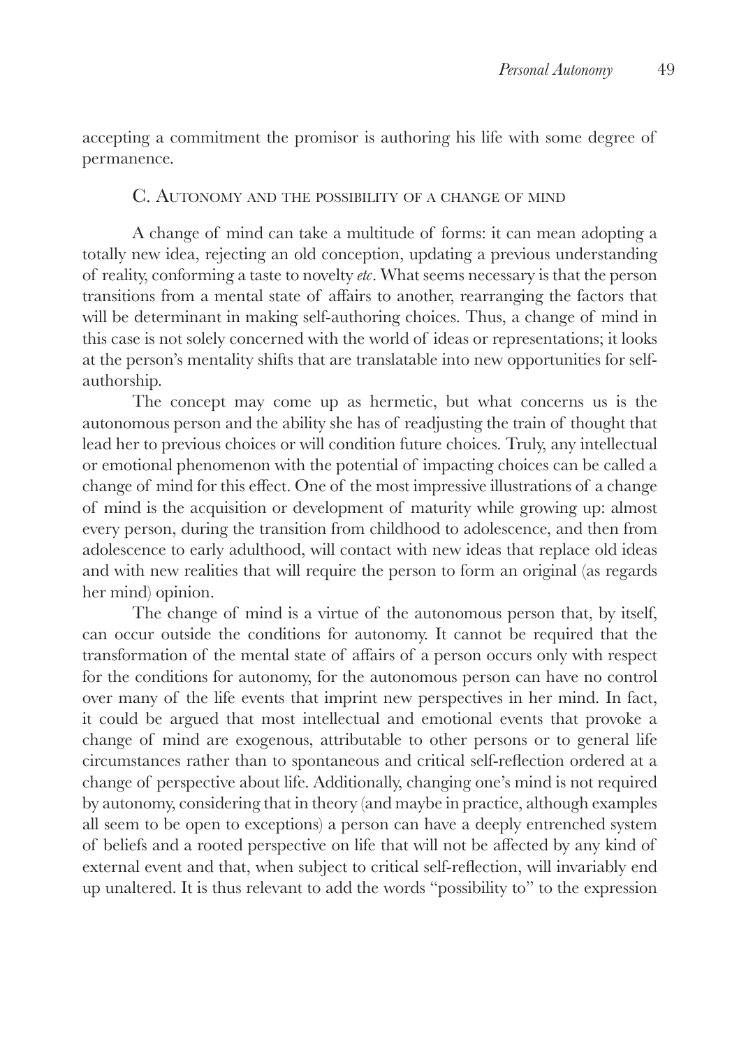accepting a commitment the promisor is authoring his life with some degree of permanence.

### C. Autonomy and the possibility of a change of mind

A change of mind can take a multitude of forms: it can mean adopting a totally new idea, rejecting an old conception, updating a previous understanding of reality, conforming a taste to novelty *etc*. What seems necessary is that the person transitions from a mental state of affairs to another, rearranging the factors that will be determinant in making self-authoring choices. Thus, a change of mind in this case is not solely concerned with the world of ideas or representations; it looks at the person's mentality shifts that are translatable into new opportunities for self-authorship.

The concept may come up as hermetic, but what concerns us is the autonomous person and the ability she has of readjusting the train of thought that lead her to previous choices or will condition future choices. Truly, any intellectual or emotional phenomenon with the potential of impacting choices can be called a change of mind for this effect. One of the most impressive illustrations of a change of mind is the acquisition or development of maturity while growing up: almost every person, during the transition from childhood to adolescence, and then from adolescence to early adulthood, will contact with new ideas that replace old ideas and with new realities that will require the person to form an original (as regards her mind) opinion.

The change of mind is a virtue of the autonomous person that, by itself, can occur outside the conditions for autonomy. It cannot be required that the transformation of the mental state of affairs of a person occurs only with respect for the conditions for autonomy, for the autonomous person can have no control over many of the life events that imprint new perspectives in her mind. In fact, it could be argued that most intellectual and emotional events that provoke a change of mind are exogenous, attributable to other persons or to general life circumstances rather than to spontaneous and critical self-reflection ordered at a change of perspective about life. Additionally, changing one's mind is not required by autonomy, considering that in theory (and maybe in practice, although examples all seem to be open to exceptions) a person can have a deeply entrenched system of beliefs and a rooted perspective on life that will not be affected by any kind of external event and that, when subject to critical self-reflection, will invariably end up unaltered. It is thus relevant to add the words "possibility to" to the expression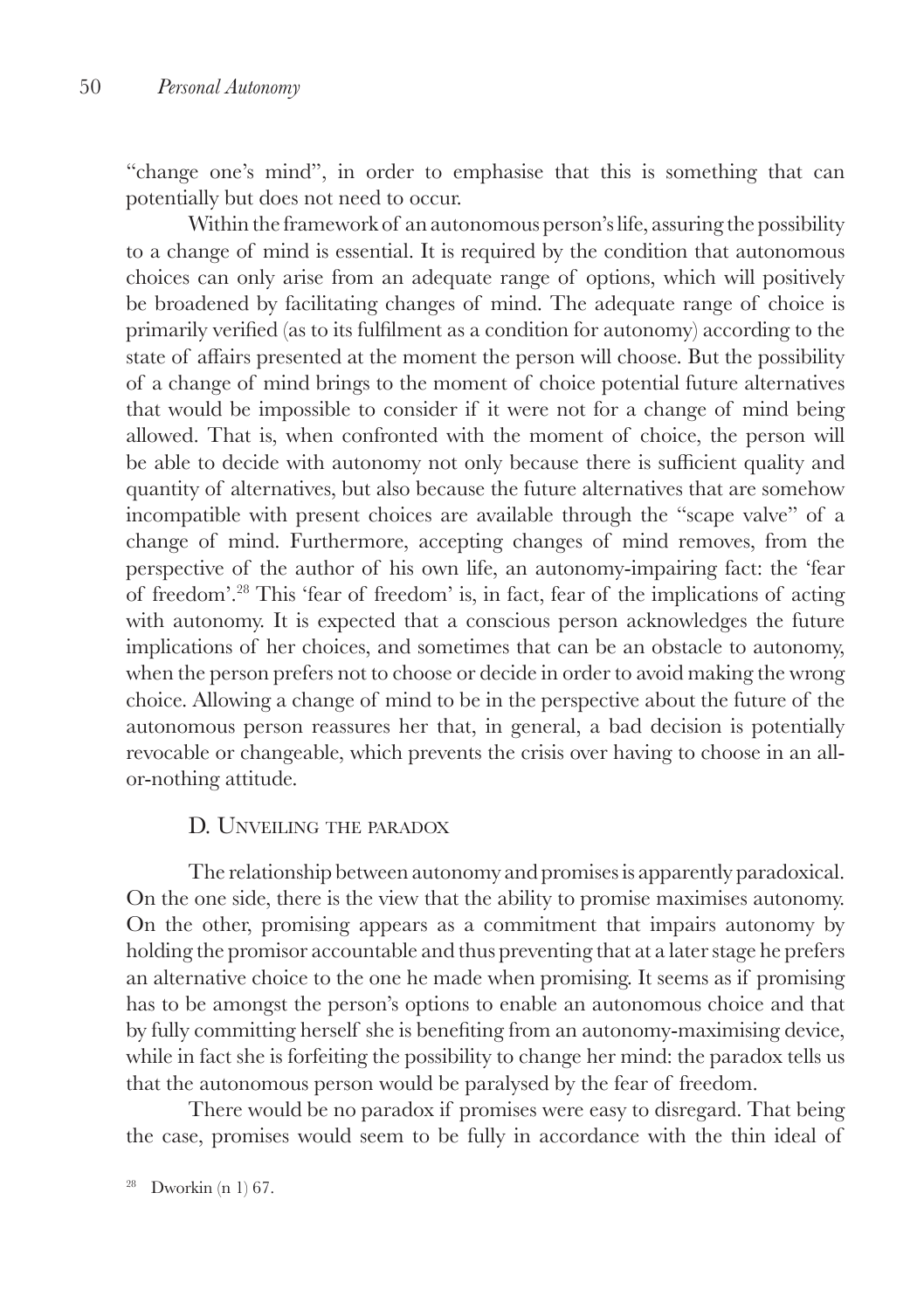"change one's mind", in order to emphasise that this is something that can potentially but does not need to occur.

Within the framework of an autonomous person's life, assuring the possibility to a change of mind is essential. It is required by the condition that autonomous choices can only arise from an adequate range of options, which will positively be broadened by facilitating changes of mind. The adequate range of choice is primarily verified (as to its fulfilment as a condition for autonomy) according to the state of affairs presented at the moment the person will choose. But the possibility of a change of mind brings to the moment of choice potential future alternatives that would be impossible to consider if it were not for a change of mind being allowed. That is, when confronted with the moment of choice, the person will be able to decide with autonomy not only because there is sufficient quality and quantity of alternatives, but also because the future alternatives that are somehow incompatible with present choices are available through the "scape valve" of a change of mind. Furthermore, accepting changes of mind removes, from the perspective of the author of his own life, an autonomy-impairing fact: the 'fear of freedom'.[28] This 'fear of freedom' is, in fact, fear of the implications of acting with autonomy. It is expected that a conscious person acknowledges the future implications of her choices, and sometimes that can be an obstacle to autonomy, when the person prefers not to choose or decide in order to avoid making the wrong choice. Allowing a change of mind to be in the perspective about the future of the autonomous person reassures her that, in general, a bad decision is potentially revocable or changeable, which prevents the crisis over having to choose in an all-or-nothing attitude.

## D. Unveiling the paradox

The relationship between autonomy and promises is apparently paradoxical. On the one side, there is the view that the ability to promise maximises autonomy. On the other, promising appears as a commitment that impairs autonomy by holding the promisor accountable and thus preventing that at a later stage he prefers an alternative choice to the one he made when promising. It seems as if promising has to be amongst the person's options to enable an autonomous choice and that by fully committing herself she is benefiting from an autonomy-maximising device, while in fact she is forfeiting the possibility to change her mind: the paradox tells us that the autonomous person would be paralysed by the fear of freedom.

There would be no paradox if promises were easy to disregard. That being the case, promises would seem to be fully in accordance with the thin ideal of

[28] Dworkin (n 1) 67.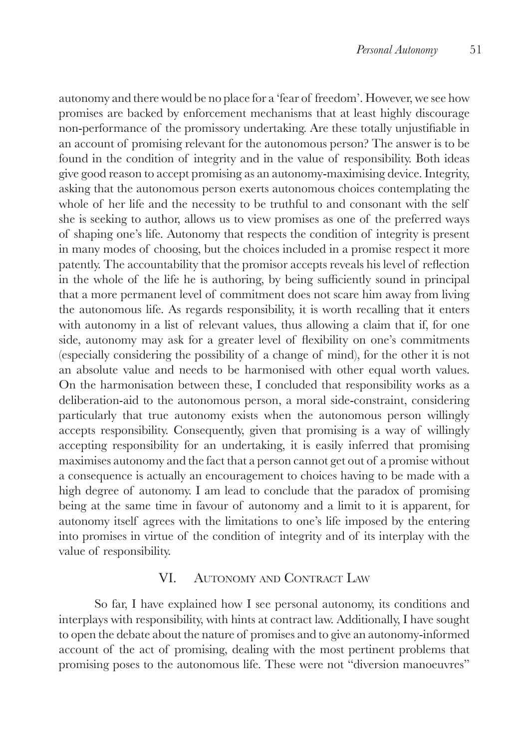autonomy and there would be no place for a 'fear of freedom'. However, we see how promises are backed by enforcement mechanisms that at least highly discourage non-performance of the promissory undertaking. Are these totally unjustifiable in an account of promising relevant for the autonomous person? The answer is to be found in the condition of integrity and in the value of responsibility. Both ideas give good reason to accept promising as an autonomy-maximising device. Integrity, asking that the autonomous person exerts autonomous choices contemplating the whole of her life and the necessity to be truthful to and consonant with the self she is seeking to author, allows us to view promises as one of the preferred ways of shaping one's life. Autonomy that respects the condition of integrity is present in many modes of choosing, but the choices included in a promise respect it more patently. The accountability that the promisor accepts reveals his level of reflection in the whole of the life he is authoring, by being sufficiently sound in principal that a more permanent level of commitment does not scare him away from living the autonomous life. As regards responsibility, it is worth recalling that it enters with autonomy in a list of relevant values, thus allowing a claim that if, for one side, autonomy may ask for a greater level of flexibility on one's commitments (especially considering the possibility of a change of mind), for the other it is not an absolute value and needs to be harmonised with other equal worth values. On the harmonisation between these, I concluded that responsibility works as a deliberation-aid to the autonomous person, a moral side-constraint, considering particularly that true autonomy exists when the autonomous person willingly accepts responsibility. Consequently, given that promising is a way of willingly accepting responsibility for an undertaking, it is easily inferred that promising maximises autonomy and the fact that a person cannot get out of a promise without a consequence is actually an encouragement to choices having to be made with a high degree of autonomy. I am lead to conclude that the paradox of promising being at the same time in favour of autonomy and a limit to it is apparent, for autonomy itself agrees with the limitations to one's life imposed by the entering into promises in virtue of the condition of integrity and of its interplay with the value of responsibility.

## VI. Autonomy and Contract Law

So far, I have explained how I see personal autonomy, its conditions and interplays with responsibility, with hints at contract law. Additionally, I have sought to open the debate about the nature of promises and to give an autonomy-informed account of the act of promising, dealing with the most pertinent problems that promising poses to the autonomous life. These were not "diversion manoeuvres"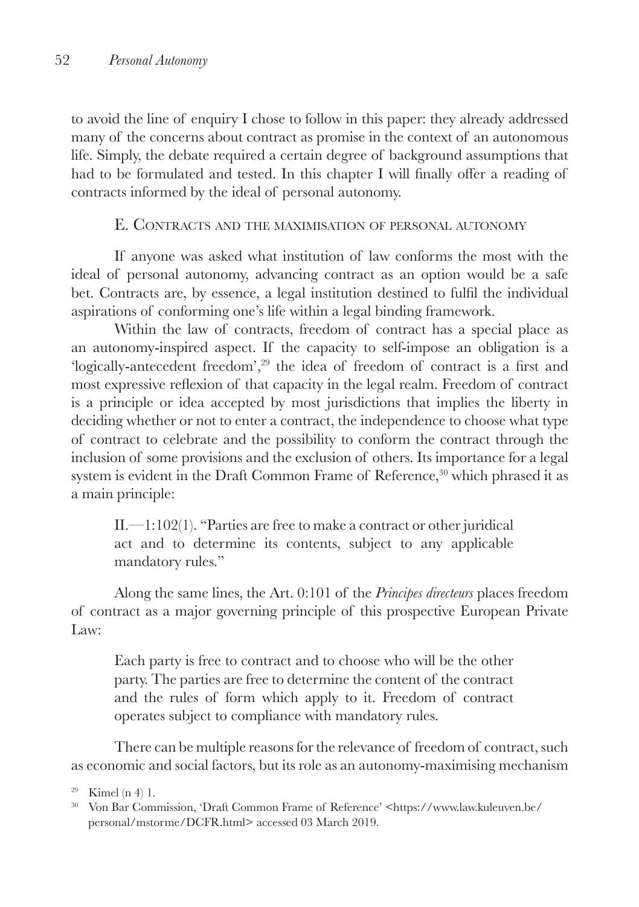to avoid the line of enquiry I chose to follow in this paper: they already addressed many of the concerns about contract as promise in the context of an autonomous life. Simply, the debate required a certain degree of background assumptions that had to be formulated and tested. In this chapter I will finally offer a reading of contracts informed by the ideal of personal autonomy.

## E. Contracts and the maximisation of personal autonomy

If anyone was asked what institution of law conforms the most with the ideal of personal autonomy, advancing contract as an option would be a safe bet. Contracts are, by essence, a legal institution destined to fulfil the individual aspirations of conforming one's life within a legal binding framework.

Within the law of contracts, freedom of contract has a special place as an autonomy-inspired aspect. If the capacity to self-impose an obligation is a 'logically-antecedent freedom',[29] the idea of freedom of contract is a first and most expressive reflexion of that capacity in the legal realm. Freedom of contract is a principle or idea accepted by most jurisdictions that implies the liberty in deciding whether or not to enter a contract, the independence to choose what type of contract to celebrate and the possibility to conform the contract through the inclusion of some provisions and the exclusion of others. Its importance for a legal system is evident in the Draft Common Frame of Reference,[30] which phrased it as a main principle:

> II.—1:102(1). "Parties are free to make a contract or other juridical act and to determine its contents, subject to any applicable mandatory rules."

Along the same lines, the Art. 0:101 of the *Principes directeurs* places freedom of contract as a major governing principle of this prospective European Private Law:

> Each party is free to contract and to choose who will be the other party. The parties are free to determine the content of the contract and the rules of form which apply to it. Freedom of contract operates subject to compliance with mandatory rules.

There can be multiple reasons for the relevance of freedom of contract, such as economic and social factors, but its role as an autonomy-maximising mechanism

---

[29] Kimel (n 4) 1.

[30] Von Bar Commission, 'Draft Common Frame of Reference' <https://www.law.kuleuven.be/personal/mstorme/DCFR.html> accessed 03 March 2019.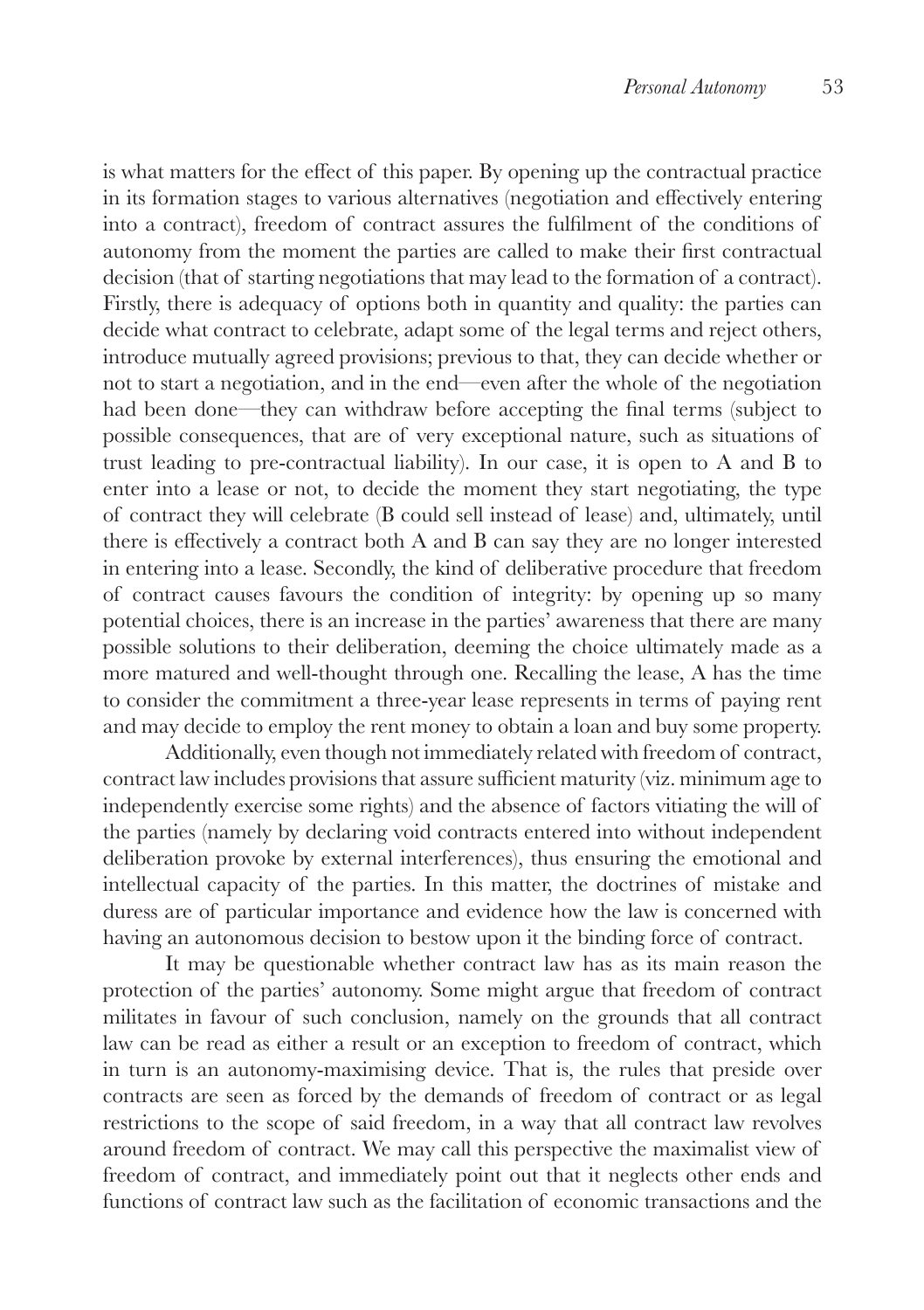is what matters for the effect of this paper. By opening up the contractual practice in its formation stages to various alternatives (negotiation and effectively entering into a contract), freedom of contract assures the fulfilment of the conditions of autonomy from the moment the parties are called to make their first contractual decision (that of starting negotiations that may lead to the formation of a contract). Firstly, there is adequacy of options both in quantity and quality: the parties can decide what contract to celebrate, adapt some of the legal terms and reject others, introduce mutually agreed provisions; previous to that, they can decide whether or not to start a negotiation, and in the end—even after the whole of the negotiation had been done—they can withdraw before accepting the final terms (subject to possible consequences, that are of very exceptional nature, such as situations of trust leading to pre-contractual liability). In our case, it is open to A and B to enter into a lease or not, to decide the moment they start negotiating, the type of contract they will celebrate (B could sell instead of lease) and, ultimately, until there is effectively a contract both A and B can say they are no longer interested in entering into a lease. Secondly, the kind of deliberative procedure that freedom of contract causes favours the condition of integrity: by opening up so many potential choices, there is an increase in the parties' awareness that there are many possible solutions to their deliberation, deeming the choice ultimately made as a more matured and well-thought through one. Recalling the lease, A has the time to consider the commitment a three-year lease represents in terms of paying rent and may decide to employ the rent money to obtain a loan and buy some property.

Additionally, even though not immediately related with freedom of contract, contract law includes provisions that assure sufficient maturity (viz. minimum age to independently exercise some rights) and the absence of factors vitiating the will of the parties (namely by declaring void contracts entered into without independent deliberation provoke by external interferences), thus ensuring the emotional and intellectual capacity of the parties. In this matter, the doctrines of mistake and duress are of particular importance and evidence how the law is concerned with having an autonomous decision to bestow upon it the binding force of contract.

It may be questionable whether contract law has as its main reason the protection of the parties' autonomy. Some might argue that freedom of contract militates in favour of such conclusion, namely on the grounds that all contract law can be read as either a result or an exception to freedom of contract, which in turn is an autonomy-maximising device. That is, the rules that preside over contracts are seen as forced by the demands of freedom of contract or as legal restrictions to the scope of said freedom, in a way that all contract law revolves around freedom of contract. We may call this perspective the maximalist view of freedom of contract, and immediately point out that it neglects other ends and functions of contract law such as the facilitation of economic transactions and the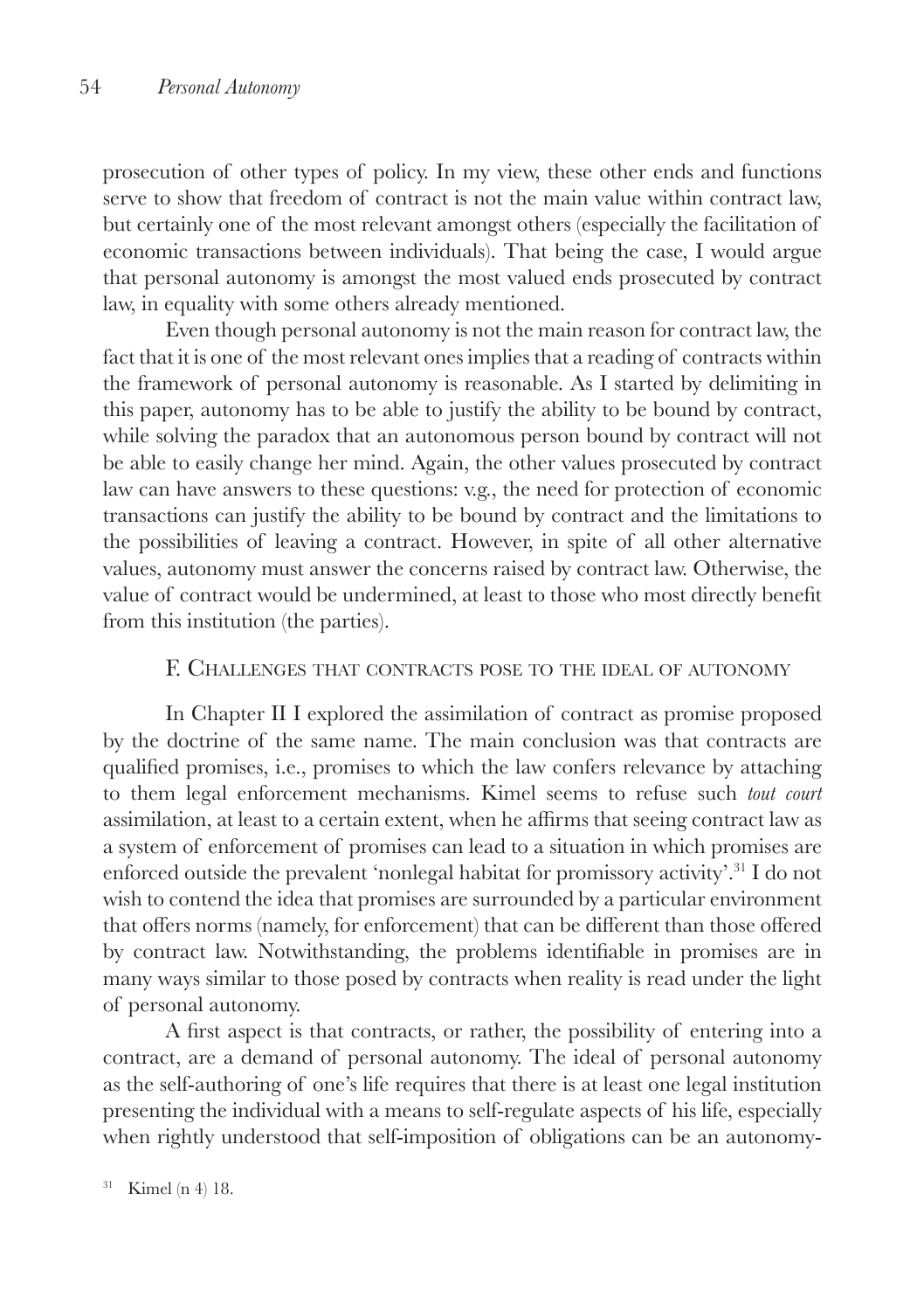prosecution of other types of policy. In my view, these other ends and functions serve to show that freedom of contract is not the main value within contract law, but certainly one of the most relevant amongst others (especially the facilitation of economic transactions between individuals). That being the case, I would argue that personal autonomy is amongst the most valued ends prosecuted by contract law, in equality with some others already mentioned.

Even though personal autonomy is not the main reason for contract law, the fact that it is one of the most relevant ones implies that a reading of contracts within the framework of personal autonomy is reasonable. As I started by delimiting in this paper, autonomy has to be able to justify the ability to be bound by contract, while solving the paradox that an autonomous person bound by contract will not be able to easily change her mind. Again, the other values prosecuted by contract law can have answers to these questions: v.g., the need for protection of economic transactions can justify the ability to be bound by contract and the limitations to the possibilities of leaving a contract. However, in spite of all other alternative values, autonomy must answer the concerns raised by contract law. Otherwise, the value of contract would be undermined, at least to those who most directly benefit from this institution (the parties).

## F. Challenges that contracts pose to the ideal of autonomy

In Chapter II I explored the assimilation of contract as promise proposed by the doctrine of the same name. The main conclusion was that contracts are qualified promises, i.e., promises to which the law confers relevance by attaching to them legal enforcement mechanisms. Kimel seems to refuse such *tout court* assimilation, at least to a certain extent, when he affirms that seeing contract law as a system of enforcement of promises can lead to a situation in which promises are enforced outside the prevalent 'nonlegal habitat for promissory activity'.[31] I do not wish to contend the idea that promises are surrounded by a particular environment that offers norms (namely, for enforcement) that can be different than those offered by contract law. Notwithstanding, the problems identifiable in promises are in many ways similar to those posed by contracts when reality is read under the light of personal autonomy.

A first aspect is that contracts, or rather, the possibility of entering into a contract, are a demand of personal autonomy. The ideal of personal autonomy as the self-authoring of one's life requires that there is at least one legal institution presenting the individual with a means to self-regulate aspects of his life, especially when rightly understood that self-imposition of obligations can be an autonomy-

[31] Kimel (n 4) 18.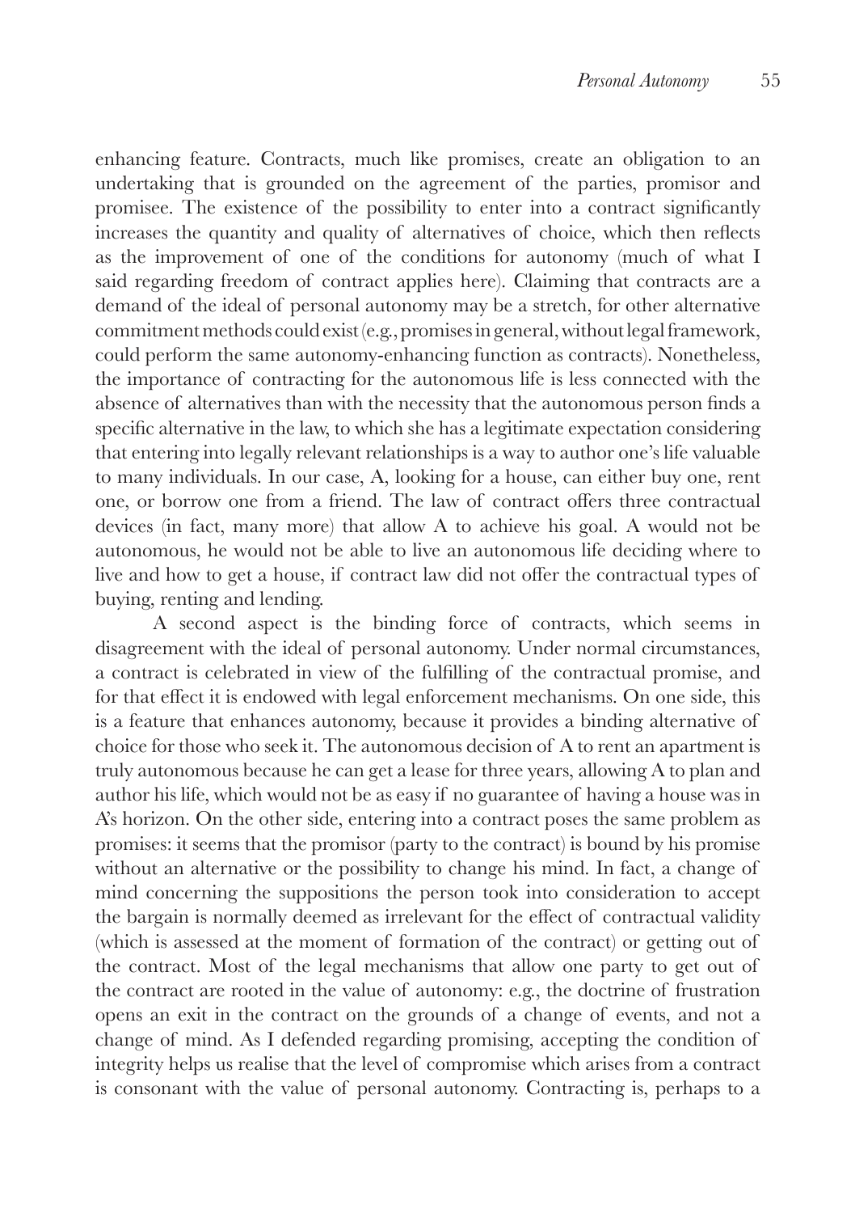enhancing feature. Contracts, much like promises, create an obligation to an undertaking that is grounded on the agreement of the parties, promisor and promisee. The existence of the possibility to enter into a contract significantly increases the quantity and quality of alternatives of choice, which then reflects as the improvement of one of the conditions for autonomy (much of what I said regarding freedom of contract applies here). Claiming that contracts are a demand of the ideal of personal autonomy may be a stretch, for other alternative commitment methods could exist (e.g., promises in general, without legal framework, could perform the same autonomy-enhancing function as contracts). Nonetheless, the importance of contracting for the autonomous life is less connected with the absence of alternatives than with the necessity that the autonomous person finds a specific alternative in the law, to which she has a legitimate expectation considering that entering into legally relevant relationships is a way to author one's life valuable to many individuals. In our case, A, looking for a house, can either buy one, rent one, or borrow one from a friend. The law of contract offers three contractual devices (in fact, many more) that allow A to achieve his goal. A would not be autonomous, he would not be able to live an autonomous life deciding where to live and how to get a house, if contract law did not offer the contractual types of buying, renting and lending.

A second aspect is the binding force of contracts, which seems in disagreement with the ideal of personal autonomy. Under normal circumstances, a contract is celebrated in view of the fulfilling of the contractual promise, and for that effect it is endowed with legal enforcement mechanisms. On one side, this is a feature that enhances autonomy, because it provides a binding alternative of choice for those who seek it. The autonomous decision of A to rent an apartment is truly autonomous because he can get a lease for three years, allowing A to plan and author his life, which would not be as easy if no guarantee of having a house was in A's horizon. On the other side, entering into a contract poses the same problem as promises: it seems that the promisor (party to the contract) is bound by his promise without an alternative or the possibility to change his mind. In fact, a change of mind concerning the suppositions the person took into consideration to accept the bargain is normally deemed as irrelevant for the effect of contractual validity (which is assessed at the moment of formation of the contract) or getting out of the contract. Most of the legal mechanisms that allow one party to get out of the contract are rooted in the value of autonomy: e.g., the doctrine of frustration opens an exit in the contract on the grounds of a change of events, and not a change of mind. As I defended regarding promising, accepting the condition of integrity helps us realise that the level of compromise which arises from a contract is consonant with the value of personal autonomy. Contracting is, perhaps to a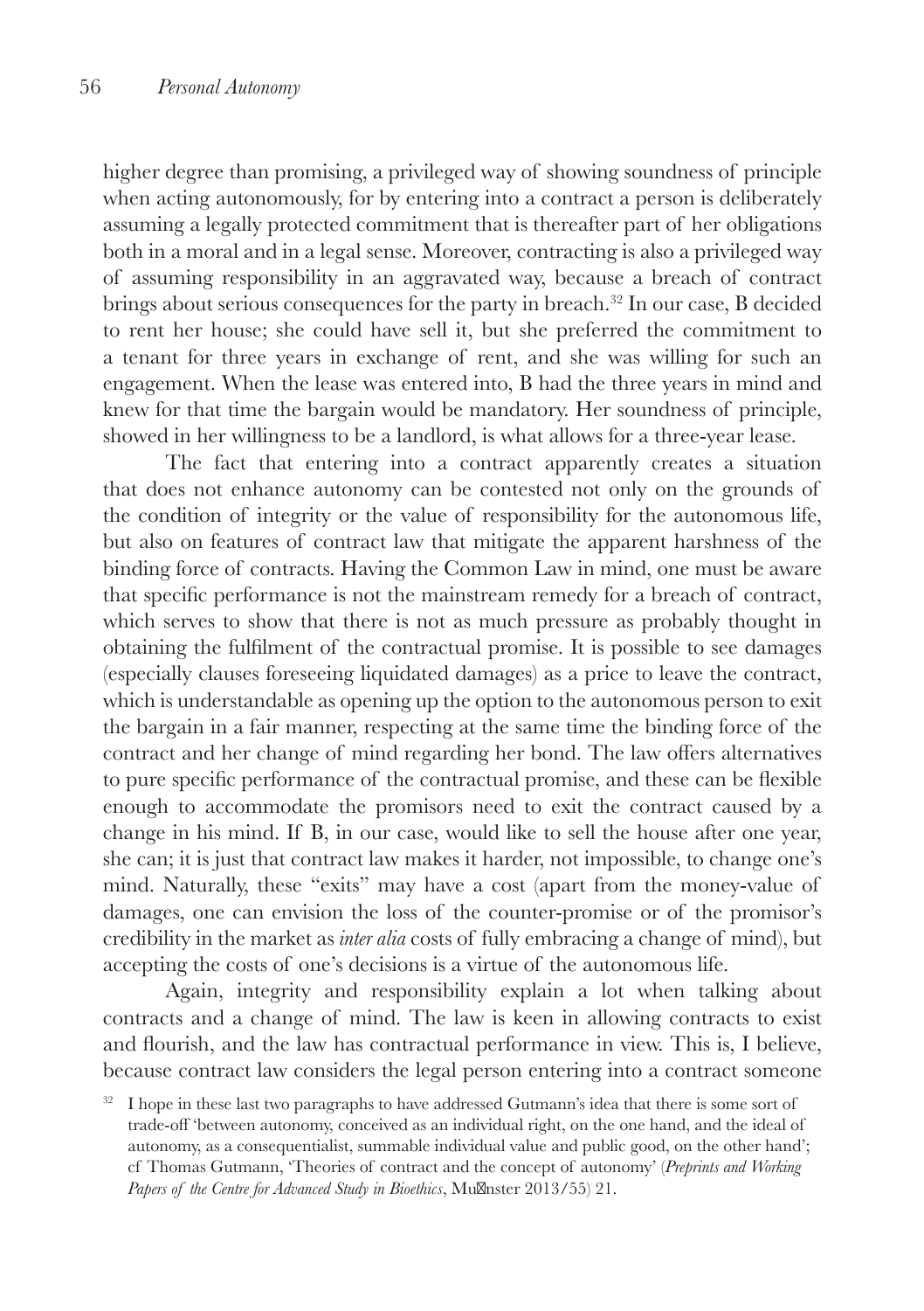higher degree than promising, a privileged way of showing soundness of principle when acting autonomously, for by entering into a contract a person is deliberately assuming a legally protected commitment that is thereafter part of her obligations both in a moral and in a legal sense. Moreover, contracting is also a privileged way of assuming responsibility in an aggravated way, because a breach of contract brings about serious consequences for the party in breach.[32] In our case, B decided to rent her house; she could have sell it, but she preferred the commitment to a tenant for three years in exchange of rent, and she was willing for such an engagement. When the lease was entered into, B had the three years in mind and knew for that time the bargain would be mandatory. Her soundness of principle, showed in her willingness to be a landlord, is what allows for a three-year lease.

The fact that entering into a contract apparently creates a situation that does not enhance autonomy can be contested not only on the grounds of the condition of integrity or the value of responsibility for the autonomous life, but also on features of contract law that mitigate the apparent harshness of the binding force of contracts. Having the Common Law in mind, one must be aware that specific performance is not the mainstream remedy for a breach of contract, which serves to show that there is not as much pressure as probably thought in obtaining the fulfilment of the contractual promise. It is possible to see damages (especially clauses foreseeing liquidated damages) as a price to leave the contract, which is understandable as opening up the option to the autonomous person to exit the bargain in a fair manner, respecting at the same time the binding force of the contract and her change of mind regarding her bond. The law offers alternatives to pure specific performance of the contractual promise, and these can be flexible enough to accommodate the promisors need to exit the contract caused by a change in his mind. If B, in our case, would like to sell the house after one year, she can; it is just that contract law makes it harder, not impossible, to change one's mind. Naturally, these "exits" may have a cost (apart from the money-value of damages, one can envision the loss of the counter-promise or of the promisor's credibility in the market as *inter alia* costs of fully embracing a change of mind), but accepting the costs of one's decisions is a virtue of the autonomous life.

Again, integrity and responsibility explain a lot when talking about contracts and a change of mind. The law is keen in allowing contracts to exist and flourish, and the law has contractual performance in view. This is, I believe, because contract law considers the legal person entering into a contract someone

[32] I hope in these last two paragraphs to have addressed Gutmann's idea that there is some sort of trade-off 'between autonomy, conceived as an individual right, on the one hand, and the ideal of autonomy, as a consequentialist, summable individual value and public good, on the other hand'; cf Thomas Gutmann, 'Theories of contract and the concept of autonomy' (*Preprints and Working Papers of the Centre for Advanced Study in Bioethics*, Münster 2013/55) 21.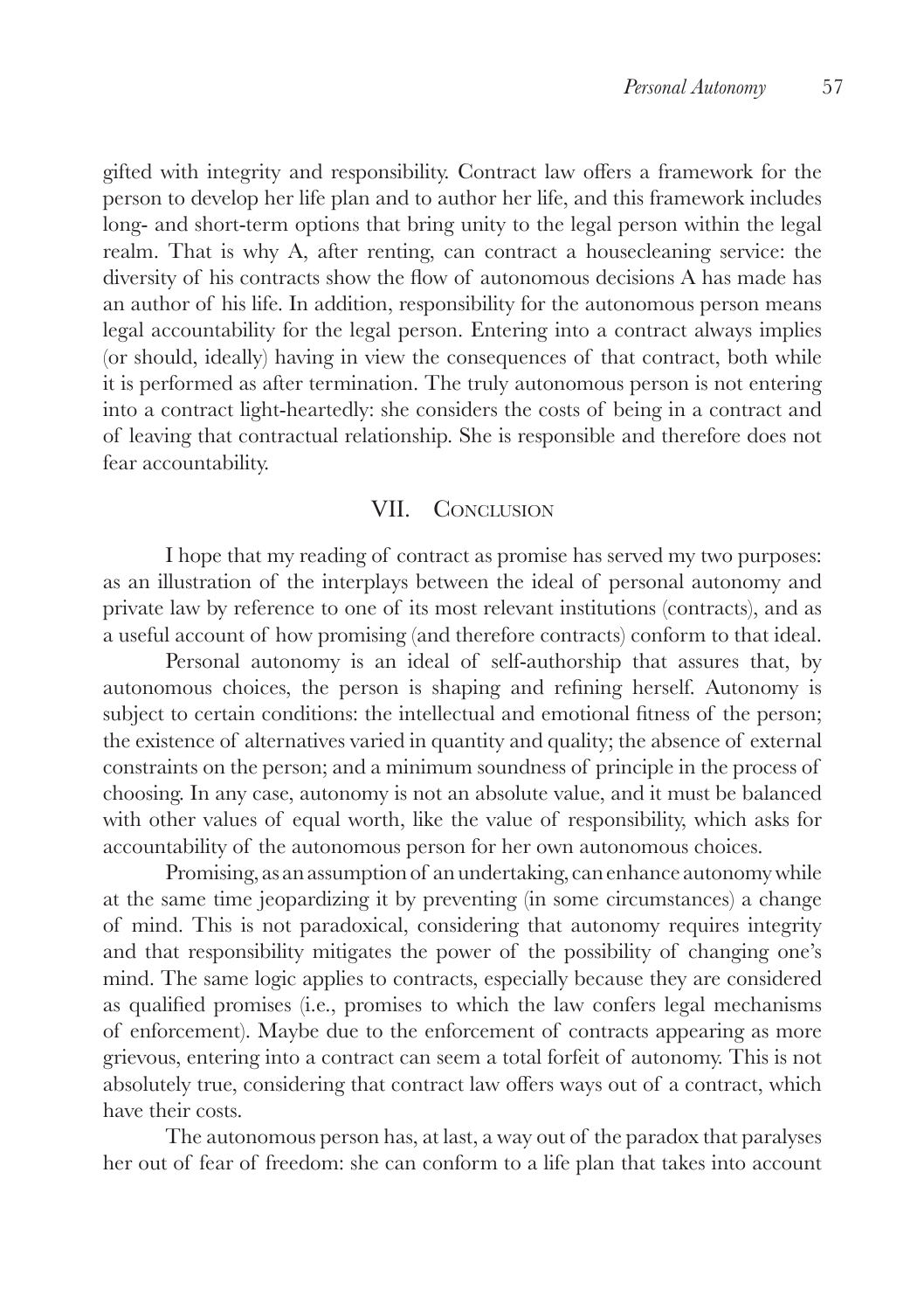gifted with integrity and responsibility. Contract law offers a framework for the person to develop her life plan and to author her life, and this framework includes long- and short-term options that bring unity to the legal person within the legal realm. That is why A, after renting, can contract a housecleaning service: the diversity of his contracts show the flow of autonomous decisions A has made has an author of his life. In addition, responsibility for the autonomous person means legal accountability for the legal person. Entering into a contract always implies (or should, ideally) having in view the consequences of that contract, both while it is performed as after termination. The truly autonomous person is not entering into a contract light-heartedly: she considers the costs of being in a contract and of leaving that contractual relationship. She is responsible and therefore does not fear accountability.

## VII. Conclusion

I hope that my reading of contract as promise has served my two purposes: as an illustration of the interplays between the ideal of personal autonomy and private law by reference to one of its most relevant institutions (contracts), and as a useful account of how promising (and therefore contracts) conform to that ideal.

Personal autonomy is an ideal of self-authorship that assures that, by autonomous choices, the person is shaping and refining herself. Autonomy is subject to certain conditions: the intellectual and emotional fitness of the person; the existence of alternatives varied in quantity and quality; the absence of external constraints on the person; and a minimum soundness of principle in the process of choosing. In any case, autonomy is not an absolute value, and it must be balanced with other values of equal worth, like the value of responsibility, which asks for accountability of the autonomous person for her own autonomous choices.

Promising, as an assumption of an undertaking, can enhance autonomy while at the same time jeopardizing it by preventing (in some circumstances) a change of mind. This is not paradoxical, considering that autonomy requires integrity and that responsibility mitigates the power of the possibility of changing one's mind. The same logic applies to contracts, especially because they are considered as qualified promises (i.e., promises to which the law confers legal mechanisms of enforcement). Maybe due to the enforcement of contracts appearing as more grievous, entering into a contract can seem a total forfeit of autonomy. This is not absolutely true, considering that contract law offers ways out of a contract, which have their costs.

The autonomous person has, at last, a way out of the paradox that paralyses her out of fear of freedom: she can conform to a life plan that takes into account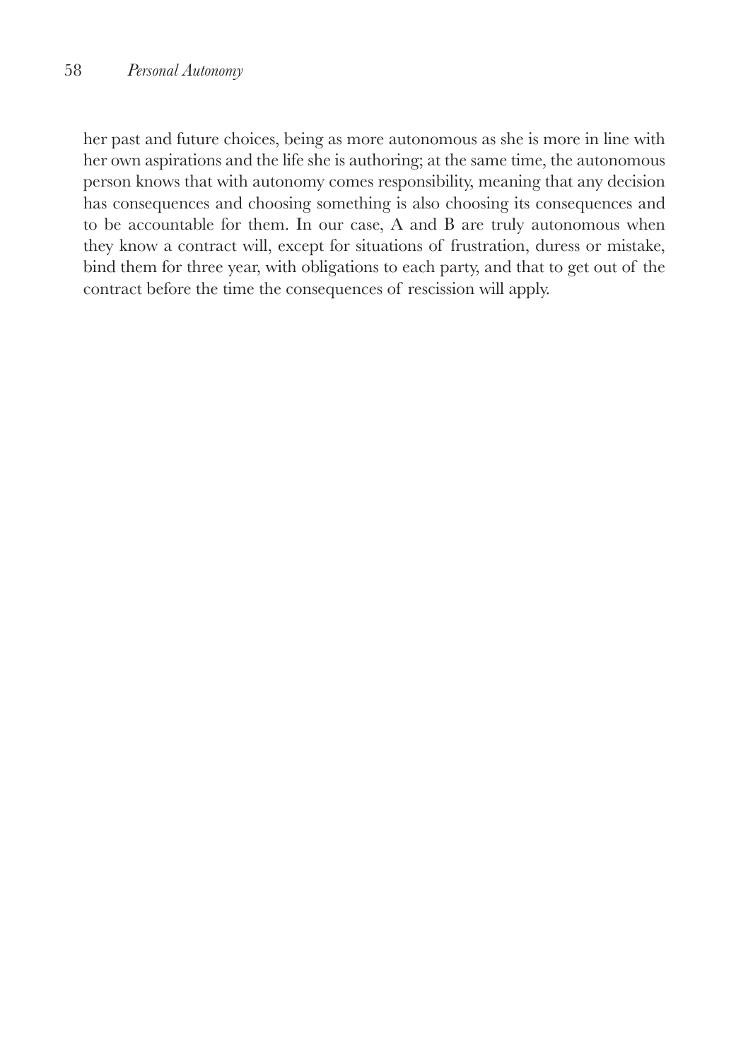her past and future choices, being as more autonomous as she is more in line with her own aspirations and the life she is authoring; at the same time, the autonomous person knows that with autonomy comes responsibility, meaning that any decision has consequences and choosing something is also choosing its consequences and to be accountable for them. In our case, A and B are truly autonomous when they know a contract will, except for situations of frustration, duress or mistake, bind them for three year, with obligations to each party, and that to get out of the contract before the time the consequences of rescission will apply.